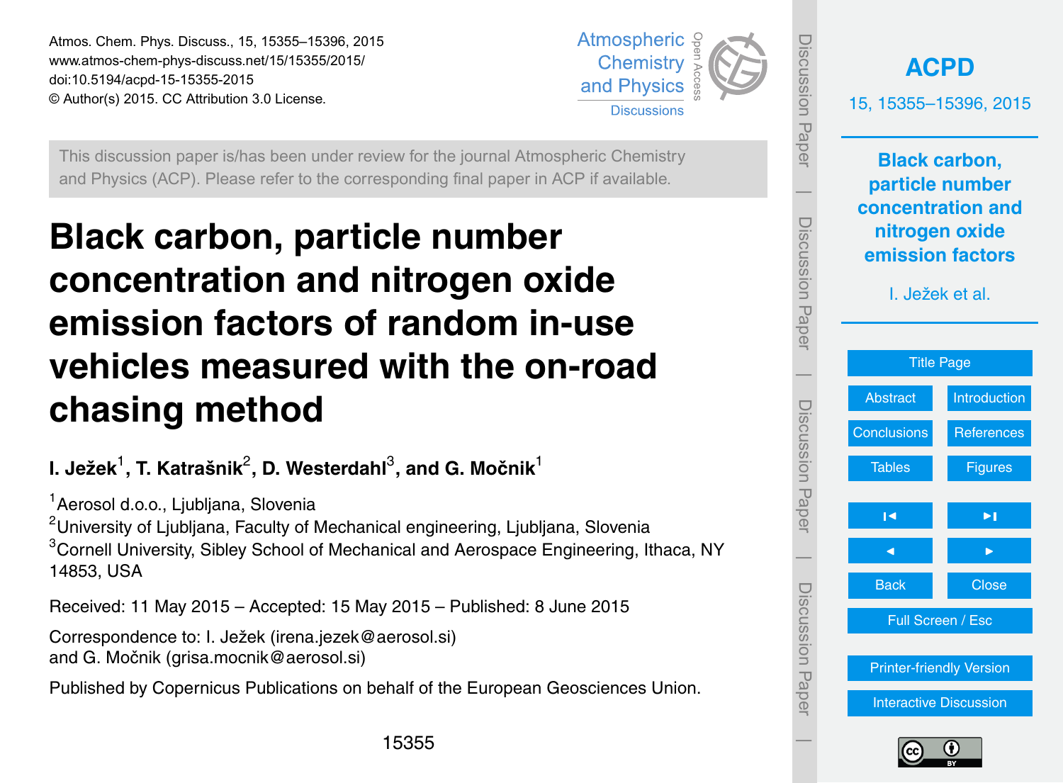This discussion paper is/has been under review for the journal Atmospheric Chemistry and Physics (ACP). Please refer to the corresponding final paper in ACP if available.

# Black carbon, particle number concentration and nitrogen oxide emission factors of random in-use vehicles measured with the on-road chasing method

**I. Ježek[1], T. Katrašnik[2], D. Westerdahl[3], and G. Močnik[1]**

[1]Aerosol d.o.o., Ljubljana, Slovenia
[2]University of Ljubljana, Faculty of Mechanical engineering, Ljubljana, Slovenia
[3]Cornell University, Sibley School of Mechanical and Aerospace Engineering, Ithaca, NY 14853, USA

Received: 11 May 2015 – Accepted: 15 May 2015 – Published: 8 June 2015

Correspondence to: I. Ježek (irena.jezek@aerosol.si) and G. Močnik (grisa.mocnik@aerosol.si)

Published by Copernicus Publications on behalf of the European Geosciences Union.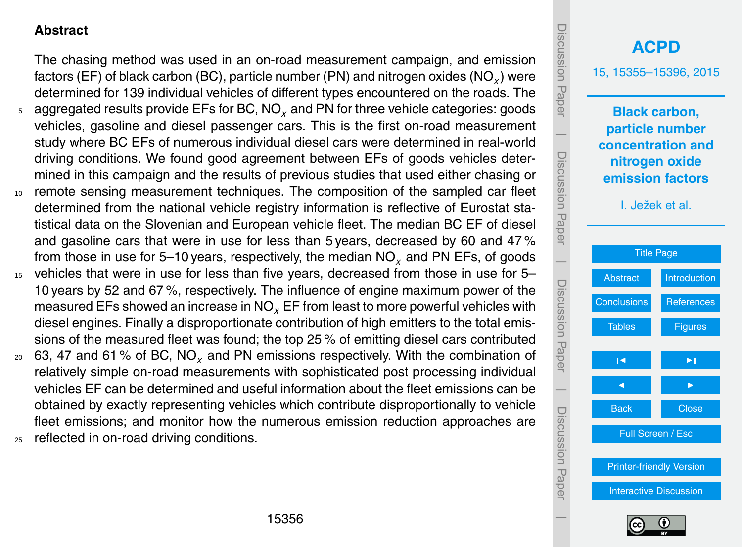## Abstract

The chasing method was used in an on-road measurement campaign, and emission factors (EF) of black carbon (BC), particle number (PN) and nitrogen oxides ($NO_x$) were determined for 139 individual vehicles of different types encountered on the roads. The aggregated results provide EFs for BC, $NO_x$ and PN for three vehicle categories: goods vehicles, gasoline and diesel passenger cars. This is the first on-road measurement study where BC EFs of numerous individual diesel cars were determined in real-world driving conditions. We found good agreement between EFs of goods vehicles determined in this campaign and the results of previous studies that used either chasing or remote sensing measurement techniques. The composition of the sampled car fleet determined from the national vehicle registry information is reflective of Eurostat statistical data on the Slovenian and European vehicle fleet. The median BC EF of diesel and gasoline cars that were in use for less than 5 years, decreased by 60 and 47 % from those in use for 5–10 years, respectively, the median $NO_x$ and PN EFs, of goods vehicles that were in use for less than five years, decreased from those in use for 5–10 years by 52 and 67 %, respectively. The influence of engine maximum power of the measured EFs showed an increase in $NO_x$ EF from least to more powerful vehicles with diesel engines. Finally a disproportionate contribution of high emitters to the total emissions of the measured fleet was found; the top 25 % of emitting diesel cars contributed 63, 47 and 61 % of BC, $NO_x$ and PN emissions respectively. With the combination of relatively simple on-road measurements with sophisticated post processing individual vehicles EF can be determined and useful information about the fleet emissions can be obtained by exactly representing vehicles which contribute disproportionally to vehicle fleet emissions; and monitor how the numerous emission reduction approaches are reflected in on-road driving conditions.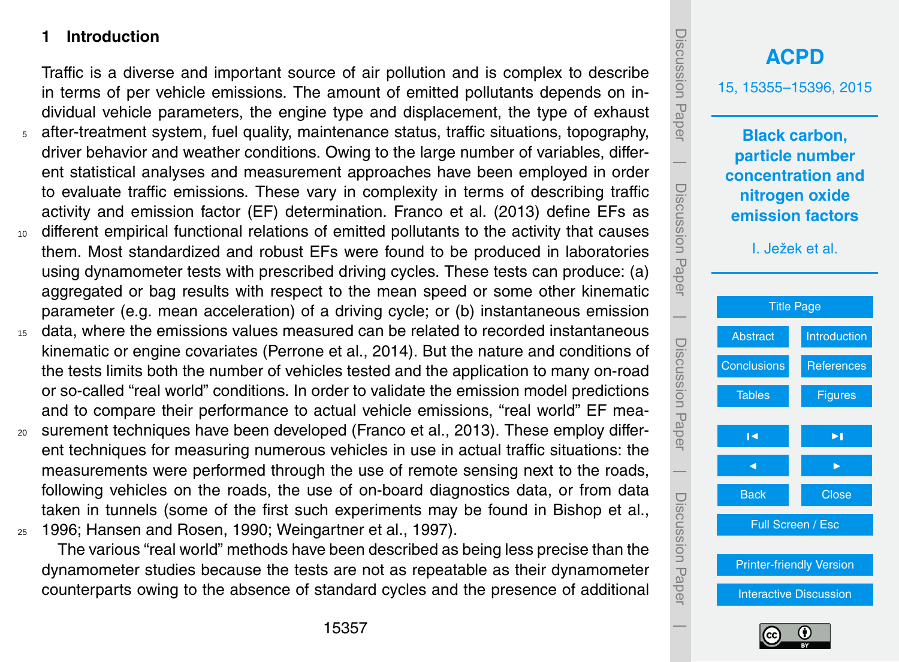## 1 Introduction

Traffic is a diverse and important source of air pollution and is complex to describe in terms of per vehicle emissions. The amount of emitted pollutants depends on individual vehicle parameters, the engine type and displacement, the type of exhaust after-treatment system, fuel quality, maintenance status, traffic situations, topography, driver behavior and weather conditions. Owing to the large number of variables, different statistical analyses and measurement approaches have been employed in order to evaluate traffic emissions. These vary in complexity in terms of describing traffic activity and emission factor (EF) determination. Franco et al. (2013) define EFs as different empirical functional relations of emitted pollutants to the activity that causes them. Most standardized and robust EFs were found to be produced in laboratories using dynamometer tests with prescribed driving cycles. These tests can produce: (a) aggregated or bag results with respect to the mean speed or some other kinematic parameter (e.g. mean acceleration) of a driving cycle; or (b) instantaneous emission data, where the emissions values measured can be related to recorded instantaneous kinematic or engine covariates (Perrone et al., 2014). But the nature and conditions of the tests limits both the number of vehicles tested and the application to many on-road or so-called "real world" conditions. In order to validate the emission model predictions and to compare their performance to actual vehicle emissions, "real world" EF measurement techniques have been developed (Franco et al., 2013). These employ different techniques for measuring numerous vehicles in use in actual traffic situations: the measurements were performed through the use of remote sensing next to the roads, following vehicles on the roads, the use of on-board diagnostics data, or from data taken in tunnels (some of the first such experiments may be found in Bishop et al., 1996; Hansen and Rosen, 1990; Weingartner et al., 1997).

The various "real world" methods have been described as being less precise than the dynamometer studies because the tests are not as repeatable as their dynamometer counterparts owing to the absence of standard cycles and the presence of additional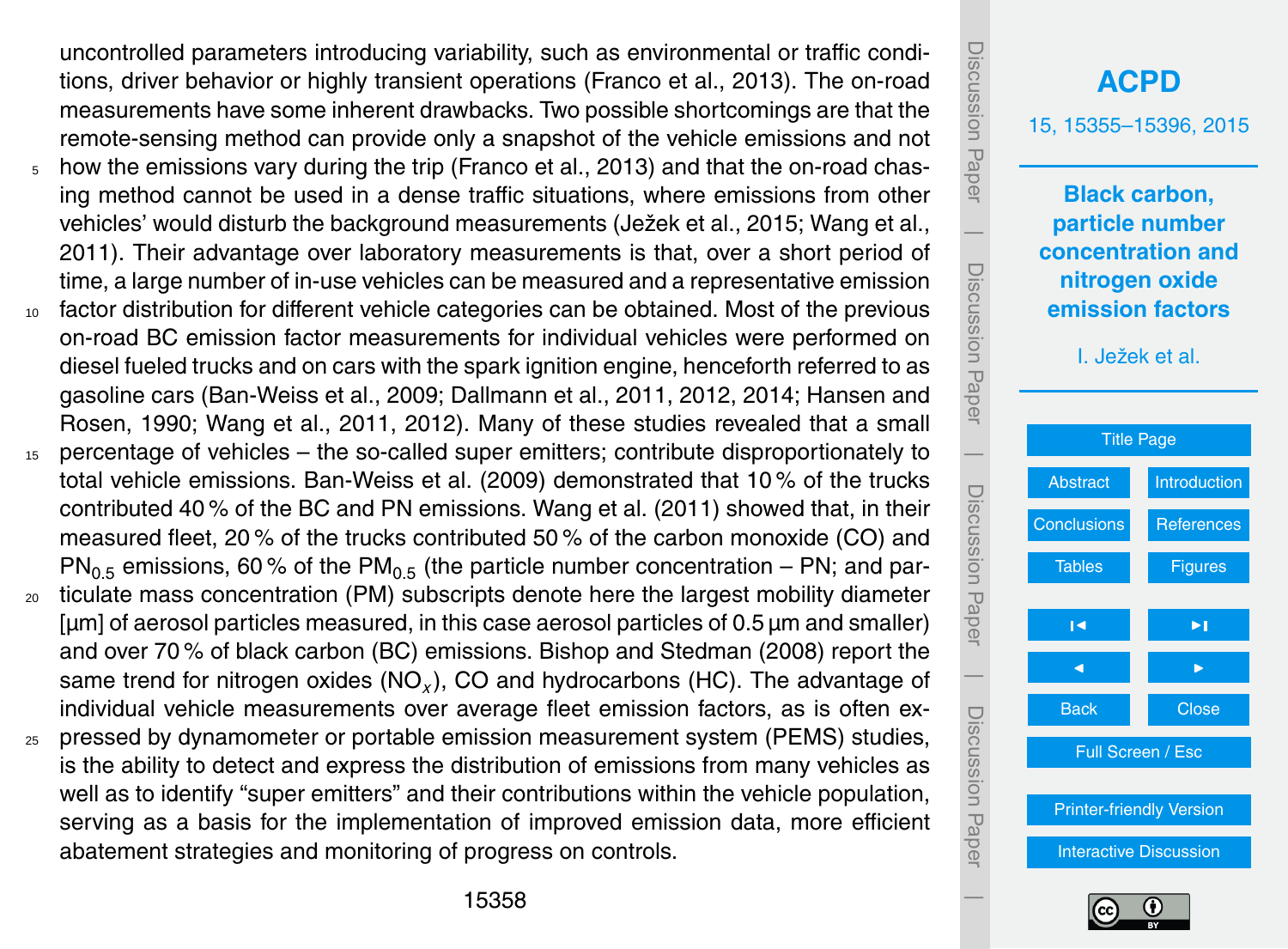uncontrolled parameters introducing variability, such as environmental or traffic conditions, driver behavior or highly transient operations (Franco et al., 2013). The on-road measurements have some inherent drawbacks. Two possible shortcomings are that the remote-sensing method can provide only a snapshot of the vehicle emissions and not how the emissions vary during the trip (Franco et al., 2013) and that the on-road chasing method cannot be used in a dense traffic situations, where emissions from other vehicles' would disturb the background measurements (Ježek et al., 2015; Wang et al., 2011). Their advantage over laboratory measurements is that, over a short period of time, a large number of in-use vehicles can be measured and a representative emission factor distribution for different vehicle categories can be obtained. Most of the previous on-road BC emission factor measurements for individual vehicles were performed on diesel fueled trucks and on cars with the spark ignition engine, henceforth referred to as gasoline cars (Ban-Weiss et al., 2009; Dallmann et al., 2011, 2012, 2014; Hansen and Rosen, 1990; Wang et al., 2011, 2012). Many of these studies revealed that a small percentage of vehicles – the so-called super emitters; contribute disproportionately to total vehicle emissions. Ban-Weiss et al. (2009) demonstrated that 10 % of the trucks contributed 40 % of the BC and PN emissions. Wang et al. (2011) showed that, in their measured fleet, 20 % of the trucks contributed 50 % of the carbon monoxide (CO) and $PN_{0.5}$ emissions, 60 % of the $PM_{0.5}$ (the particle number concentration – PN; and particulate mass concentration (PM) subscripts denote here the largest mobility diameter [µm] of aerosol particles measured, in this case aerosol particles of 0.5 µm and smaller) and over 70 % of black carbon (BC) emissions. Bishop and Stedman (2008) report the same trend for nitrogen oxides ($NO_x$), CO and hydrocarbons (HC). The advantage of individual vehicle measurements over average fleet emission factors, as is often expressed by dynamometer or portable emission measurement system (PEMS) studies, is the ability to detect and express the distribution of emissions from many vehicles as well as to identify "super emitters" and their contributions within the vehicle population, serving as a basis for the implementation of improved emission data, more efficient abatement strategies and monitoring of progress on controls.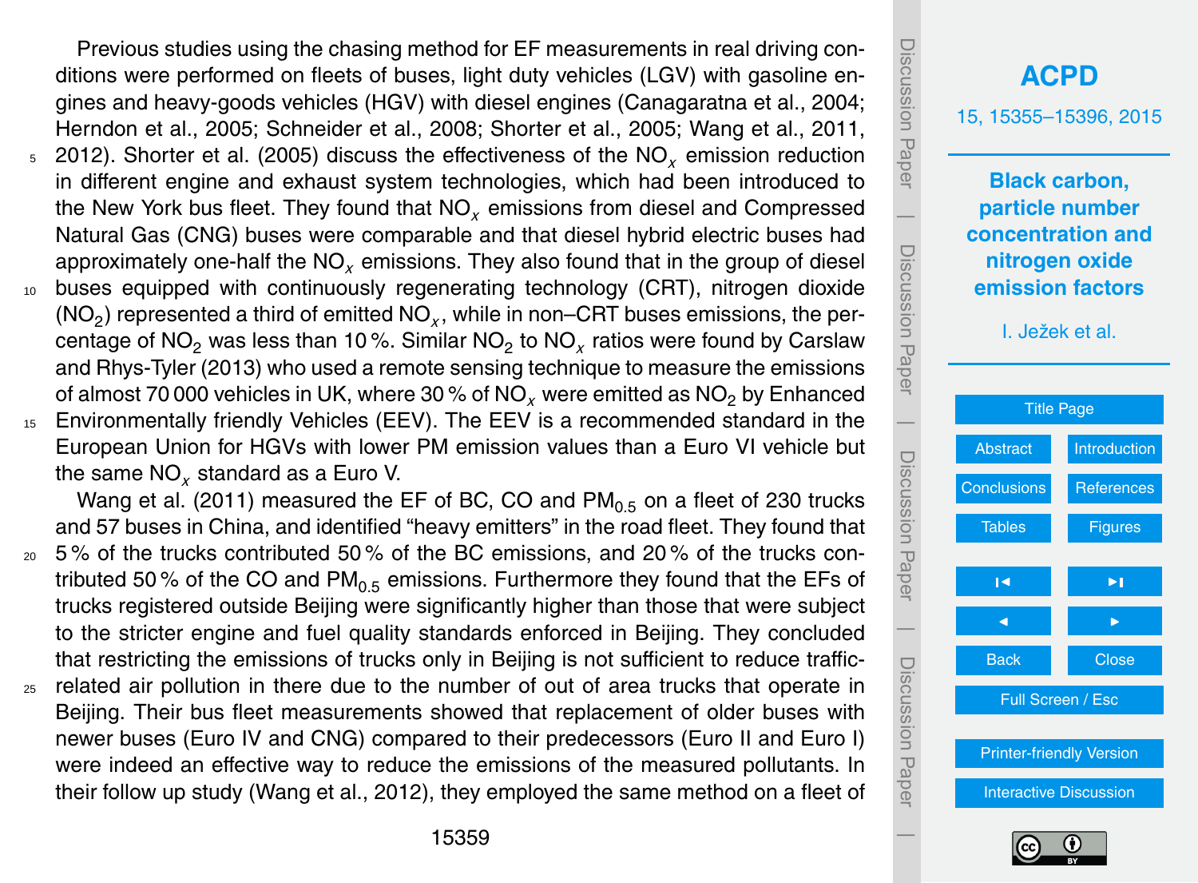Previous studies using the chasing method for EF measurements in real driving conditions were performed on fleets of buses, light duty vehicles (LGV) with gasoline engines and heavy-goods vehicles (HGV) with diesel engines (Canagaratna et al., 2004; Herndon et al., 2005; Schneider et al., 2008; Shorter et al., 2005; Wang et al., 2011, 2012). Shorter et al. (2005) discuss the effectiveness of the $NO_x$ emission reduction in different engine and exhaust system technologies, which had been introduced to the New York bus fleet. They found that $NO_x$ emissions from diesel and Compressed Natural Gas (CNG) buses were comparable and that diesel hybrid electric buses had approximately one-half the $NO_x$ emissions. They also found that in the group of diesel buses equipped with continuously regenerating technology (CRT), nitrogen dioxide ($NO_2$) represented a third of emitted $NO_x$, while in non–CRT buses emissions, the percentage of $NO_2$ was less than 10 %. Similar $NO_2$ to $NO_x$ ratios were found by Carslaw and Rhys-Tyler (2013) who used a remote sensing technique to measure the emissions of almost 70 000 vehicles in UK, where 30 % of $NO_x$ were emitted as $NO_2$ by Enhanced Environmentally friendly Vehicles (EEV). The EEV is a recommended standard in the European Union for HGVs with lower PM emission values than a Euro VI vehicle but the same $NO_x$ standard as a Euro V.

Wang et al. (2011) measured the EF of BC, CO and $PM_{0.5}$ on a fleet of 230 trucks and 57 buses in China, and identified "heavy emitters" in the road fleet. They found that 5 % of the trucks contributed 50 % of the BC emissions, and 20 % of the trucks contributed 50 % of the CO and $PM_{0.5}$ emissions. Furthermore they found that the EFs of trucks registered outside Beijing were significantly higher than those that were subject to the stricter engine and fuel quality standards enforced in Beijing. They concluded that restricting the emissions of trucks only in Beijing is not sufficient to reduce traffic-related air pollution in there due to the number of out of area trucks that operate in Beijing. Their bus fleet measurements showed that replacement of older buses with newer buses (Euro IV and CNG) compared to their predecessors (Euro II and Euro I) were indeed an effective way to reduce the emissions of the measured pollutants. In their follow up study (Wang et al., 2012), they employed the same method on a fleet of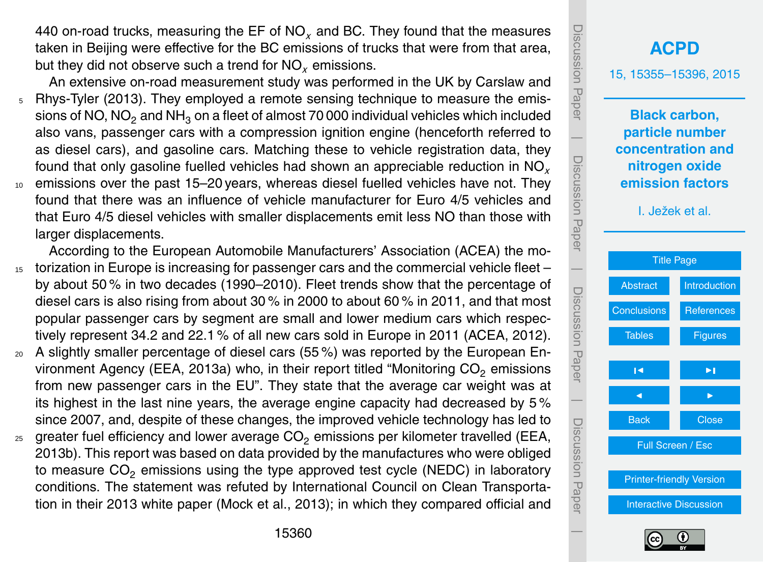440 on-road trucks, measuring the EF of $NO_x$ and BC. They found that the measures taken in Beijing were effective for the BC emissions of trucks that were from that area, but they did not observe such a trend for $NO_x$ emissions.

An extensive on-road measurement study was performed in the UK by Carslaw and Rhys-Tyler (2013). They employed a remote sensing technique to measure the emissions of NO, $NO_2$ and $NH_3$ on a fleet of almost 70 000 individual vehicles which included also vans, passenger cars with a compression ignition engine (henceforth referred to as diesel cars), and gasoline cars. Matching these to vehicle registration data, they found that only gasoline fuelled vehicles had shown an appreciable reduction in $NO_x$ emissions over the past 15–20 years, whereas diesel fuelled vehicles have not. They found that there was an influence of vehicle manufacturer for Euro 4/5 vehicles and that Euro 4/5 diesel vehicles with smaller displacements emit less NO than those with larger displacements.

According to the European Automobile Manufacturers' Association (ACEA) the motorization in Europe is increasing for passenger cars and the commercial vehicle fleet – by about 50 % in two decades (1990–2010). Fleet trends show that the percentage of diesel cars is also rising from about 30 % in 2000 to about 60 % in 2011, and that most popular passenger cars by segment are small and lower medium cars which respectively represent 34.2 and 22.1 % of all new cars sold in Europe in 2011 (ACEA, 2012). A slightly smaller percentage of diesel cars (55 %) was reported by the European Environment Agency (EEA, 2013a) who, in their report titled "Monitoring $CO_2$ emissions from new passenger cars in the EU". They state that the average car weight was at its highest in the last nine years, the average engine capacity had decreased by 5 % since 2007, and, despite of these changes, the improved vehicle technology has led to greater fuel efficiency and lower average $CO_2$ emissions per kilometer travelled (EEA, 2013b). This report was based on data provided by the manufactures who were obliged to measure $CO_2$ emissions using the type approved test cycle (NEDC) in laboratory conditions. The statement was refuted by International Council on Clean Transportation in their 2013 white paper (Mock et al., 2013); in which they compared official and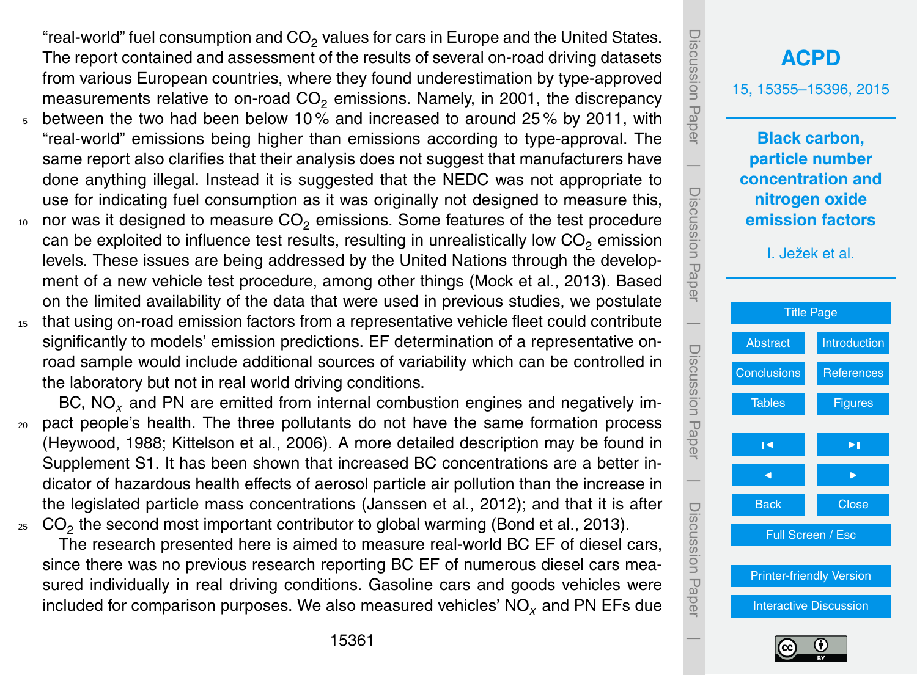"real-world" fuel consumption and $CO_2$ values for cars in Europe and the United States. The report contained and assessment of the results of several on-road driving datasets from various European countries, where they found underestimation by type-approved measurements relative to on-road $CO_2$ emissions. Namely, in 2001, the discrepancy between the two had been below 10 % and increased to around 25 % by 2011, with "real-world" emissions being higher than emissions according to type-approval. The same report also clarifies that their analysis does not suggest that manufacturers have done anything illegal. Instead it is suggested that the NEDC was not appropriate to use for indicating fuel consumption as it was originally not designed to measure this, nor was it designed to measure $CO_2$ emissions. Some features of the test procedure can be exploited to influence test results, resulting in unrealistically low $CO_2$ emission levels. These issues are being addressed by the United Nations through the development of a new vehicle test procedure, among other things (Mock et al., 2013). Based on the limited availability of the data that were used in previous studies, we postulate that using on-road emission factors from a representative vehicle fleet could contribute significantly to models' emission predictions. EF determination of a representative on-road sample would include additional sources of variability which can be controlled in the laboratory but not in real world driving conditions.

BC, $NO_x$ and PN are emitted from internal combustion engines and negatively impact people's health. The three pollutants do not have the same formation process (Heywood, 1988; Kittelson et al., 2006). A more detailed description may be found in Supplement S1. It has been shown that increased BC concentrations are a better indicator of hazardous health effects of aerosol particle air pollution than the increase in the legislated particle mass concentrations (Janssen et al., 2012); and that it is after $CO_2$ the second most important contributor to global warming (Bond et al., 2013).

The research presented here is aimed to measure real-world BC EF of diesel cars, since there was no previous research reporting BC EF of numerous diesel cars measured individually in real driving conditions. Gasoline cars and goods vehicles were included for comparison purposes. We also measured vehicles' $NO_x$ and PN EFs due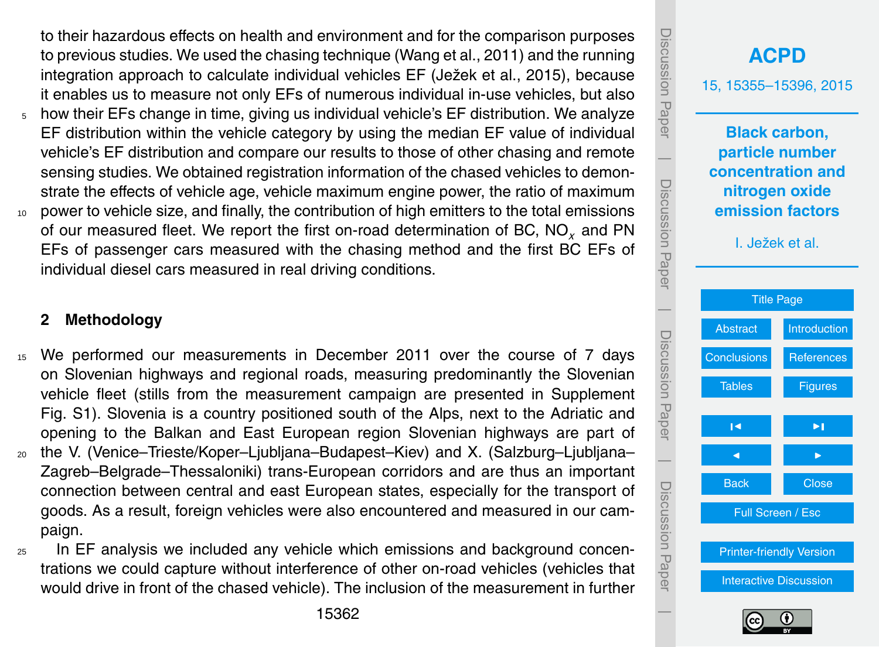to their hazardous effects on health and environment and for the comparison purposes to previous studies. We used the chasing technique (Wang et al., 2011) and the running integration approach to calculate individual vehicles EF (Ježek et al., 2015), because it enables us to measure not only EFs of numerous individual in-use vehicles, but also how their EFs change in time, giving us individual vehicle's EF distribution. We analyze EF distribution within the vehicle category by using the median EF value of individual vehicle's EF distribution and compare our results to those of other chasing and remote sensing studies. We obtained registration information of the chased vehicles to demonstrate the effects of vehicle age, vehicle maximum engine power, the ratio of maximum power to vehicle size, and finally, the contribution of high emitters to the total emissions of our measured fleet. We report the first on-road determination of BC, $NO_x$ and PN EFs of passenger cars measured with the chasing method and the first BC EFs of individual diesel cars measured in real driving conditions.

## 2 Methodology

We performed our measurements in December 2011 over the course of 7 days on Slovenian highways and regional roads, measuring predominantly the Slovenian vehicle fleet (stills from the measurement campaign are presented in Supplement Fig. S1). Slovenia is a country positioned south of the Alps, next to the Adriatic and opening to the Balkan and East European region Slovenian highways are part of the V. (Venice–Trieste/Koper–Ljubljana–Budapest–Kiev) and X. (Salzburg–Ljubljana–Zagreb–Belgrade–Thessaloniki) trans-European corridors and are thus an important connection between central and east European states, especially for the transport of goods. As a result, foreign vehicles were also encountered and measured in our campaign.

In EF analysis we included any vehicle which emissions and background concentrations we could capture without interference of other on-road vehicles (vehicles that would drive in front of the chased vehicle). The inclusion of the measurement in further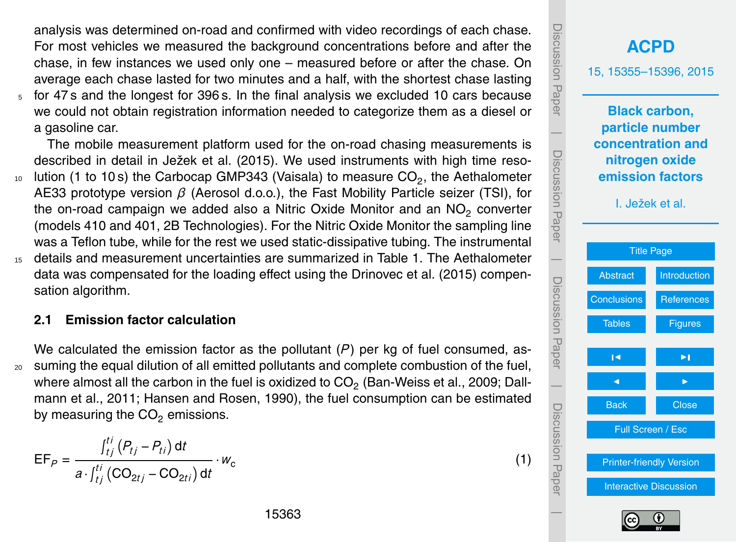analysis was determined on-road and confirmed with video recordings of each chase. For most vehicles we measured the background concentrations before and after the chase, in few instances we used only one – measured before or after the chase. On average each chase lasted for two minutes and a half, with the shortest chase lasting for 47 s and the longest for 396 s. In the final analysis we excluded 10 cars because we could not obtain registration information needed to categorize them as a diesel or a gasoline car.

The mobile measurement platform used for the on-road chasing measurements is described in detail in Ježek et al. (2015). We used instruments with high time resolution (1 to 10 s) the Carbocap GMP343 (Vaisala) to measure $CO_2$, the Aethalometer AE33 prototype version $\beta$ (Aerosol d.o.o.), the Fast Mobility Particle seizer (TSI), for the on-road campaign we added also a Nitric Oxide Monitor and an $NO_2$ converter (models 410 and 401, 2B Technologies). For the Nitric Oxide Monitor the sampling line was a Teflon tube, while for the rest we used static-dissipative tubing. The instrumental details and measurement uncertainties are summarized in Table 1. The Aethalometer data was compensated for the loading effect using the Drinovec et al. (2015) compensation algorithm.

## 2.1 Emission factor calculation

We calculated the emission factor as the pollutant ($P$) per kg of fuel consumed, assuming the equal dilution of all emitted pollutants and complete combustion of the fuel, where almost all the carbon in the fuel is oxidized to $CO_2$ (Ban-Weiss et al., 2009; Dallmann et al., 2011; Hansen and Rosen, 1990), the fuel consumption can be estimated by measuring the $CO_2$ emissions.

$$\mathrm{EF}_P = \frac{\int_{tj}^{ti} \left(P_{tj} - P_{ti}\right) \mathrm{d}t}{a \cdot \int_{tj}^{ti} \left(\mathrm{CO}_{2tj} - \mathrm{CO}_{2ti}\right) \mathrm{d}t} \cdot w_\mathrm{c} \tag{1}$$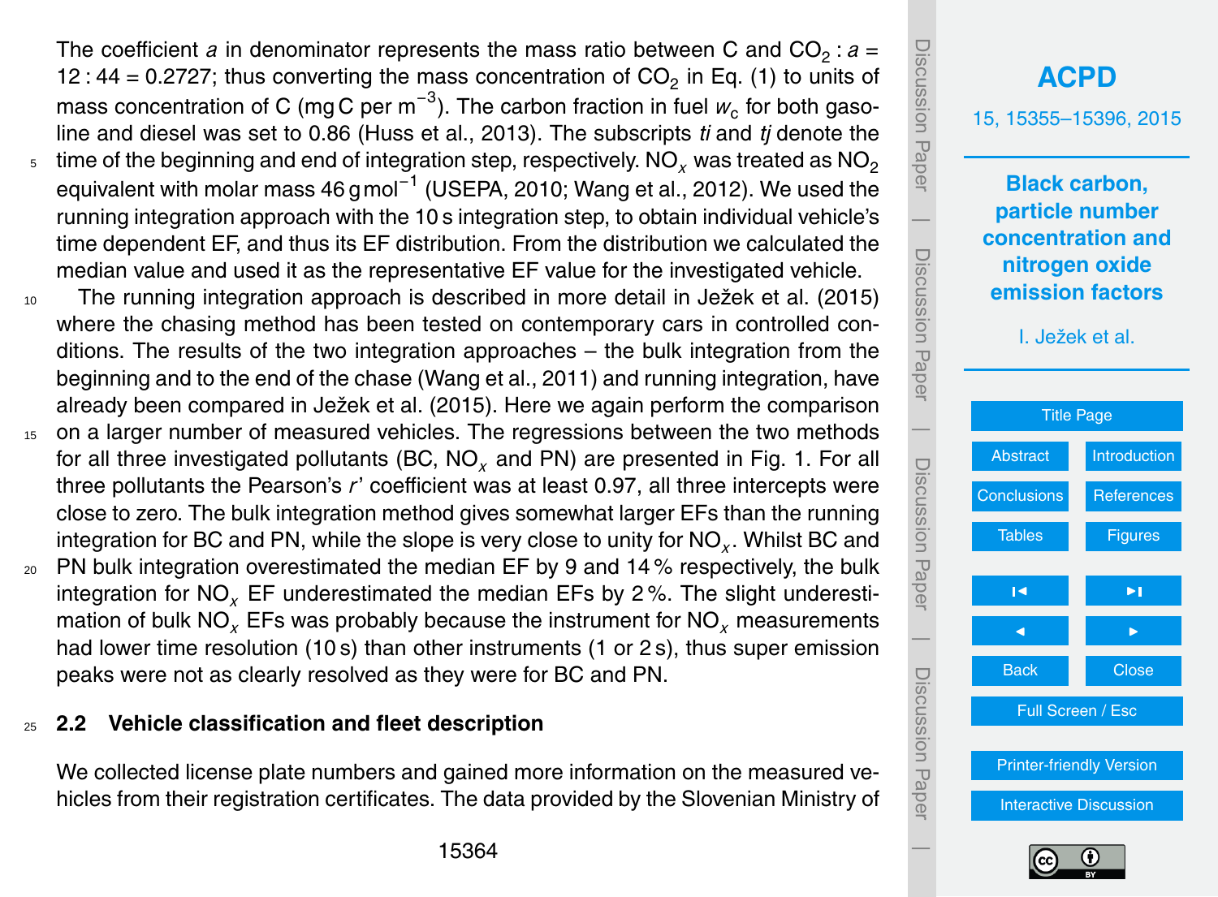The coefficient $a$ in denominator represents the mass ratio between C and $CO_2$ : $a$ = 12 : 44 = 0.2727; thus converting the mass concentration of $CO_2$ in Eq. (1) to units of mass concentration of C (mg C per $m^{-3}$). The carbon fraction in fuel $w_c$ for both gasoline and diesel was set to 0.86 (Huss et al., 2013). The subscripts $ti$ and $tj$ denote the time of the beginning and end of integration step, respectively. $NO_x$ was treated as $NO_2$ equivalent with molar mass 46 g $mol^{-1}$ (USEPA, 2010; Wang et al., 2012). We used the running integration approach with the 10 s integration step, to obtain individual vehicle's time dependent EF, and thus its EF distribution. From the distribution we calculated the median value and used it as the representative EF value for the investigated vehicle.

The running integration approach is described in more detail in Ježek et al. (2015) where the chasing method has been tested on contemporary cars in controlled conditions. The results of the two integration approaches – the bulk integration from the beginning and to the end of the chase (Wang et al., 2011) and running integration, have already been compared in Ježek et al. (2015). Here we again perform the comparison on a larger number of measured vehicles. The regressions between the two methods for all three investigated pollutants (BC, $NO_x$ and PN) are presented in Fig. 1. For all three pollutants the Pearson's $r$' coefficient was at least 0.97, all three intercepts were close to zero. The bulk integration method gives somewhat larger EFs than the running integration for BC and PN, while the slope is very close to unity for $NO_x$. Whilst BC and PN bulk integration overestimated the median EF by 9 and 14 % respectively, the bulk integration for $NO_x$ EF underestimated the median EFs by 2 %. The slight underestimation of bulk $NO_x$ EFs was probably because the instrument for $NO_x$ measurements had lower time resolution (10 s) than other instruments (1 or 2 s), thus super emission peaks were not as clearly resolved as they were for BC and PN.

## 2.2 Vehicle classification and fleet description

We collected license plate numbers and gained more information on the measured vehicles from their registration certificates. The data provided by the Slovenian Ministry of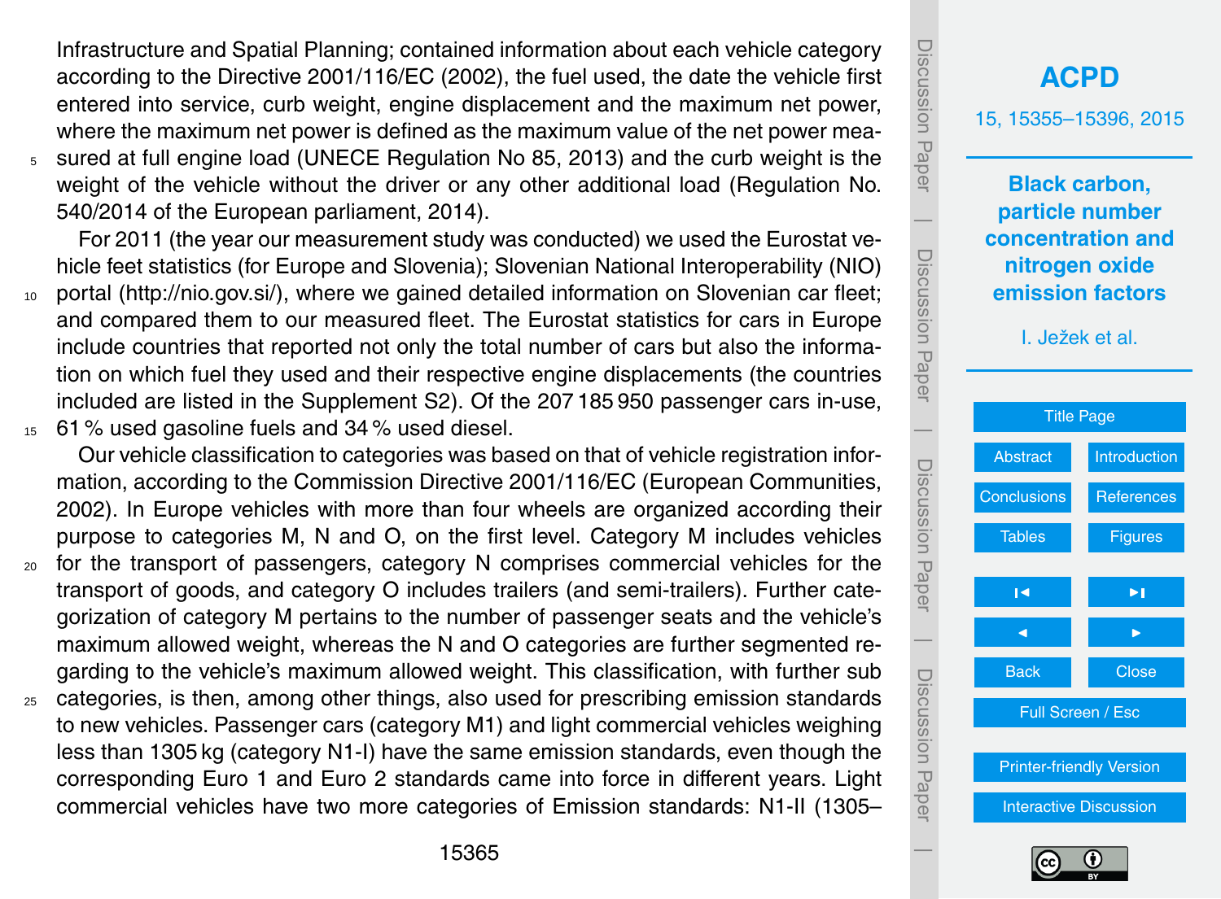Infrastructure and Spatial Planning; contained information about each vehicle category according to the Directive 2001/116/EC (2002), the fuel used, the date the vehicle first entered into service, curb weight, engine displacement and the maximum net power, where the maximum net power is defined as the maximum value of the net power measured at full engine load (UNECE Regulation No 85, 2013) and the curb weight is the weight of the vehicle without the driver or any other additional load (Regulation No. 540/2014 of the European parliament, 2014).

For 2011 (the year our measurement study was conducted) we used the Eurostat vehicle feet statistics (for Europe and Slovenia); Slovenian National Interoperability (NIO) portal (http://nio.gov.si/), where we gained detailed information on Slovenian car fleet; and compared them to our measured fleet. The Eurostat statistics for cars in Europe include countries that reported not only the total number of cars but also the information on which fuel they used and their respective engine displacements (the countries included are listed in the Supplement S2). Of the 207 185 950 passenger cars in-use, 61 % used gasoline fuels and 34 % used diesel.

Our vehicle classification to categories was based on that of vehicle registration information, according to the Commission Directive 2001/116/EC (European Communities, 2002). In Europe vehicles with more than four wheels are organized according their purpose to categories M, N and O, on the first level. Category M includes vehicles for the transport of passengers, category N comprises commercial vehicles for the transport of goods, and category O includes trailers (and semi-trailers). Further categorization of category M pertains to the number of passenger seats and the vehicle's maximum allowed weight, whereas the N and O categories are further segmented regarding to the vehicle's maximum allowed weight. This classification, with further sub categories, is then, among other things, also used for prescribing emission standards to new vehicles. Passenger cars (category M1) and light commercial vehicles weighing less than 1305 kg (category N1-I) have the same emission standards, even though the corresponding Euro 1 and Euro 2 standards came into force in different years. Light commercial vehicles have two more categories of Emission standards: N1-II (1305–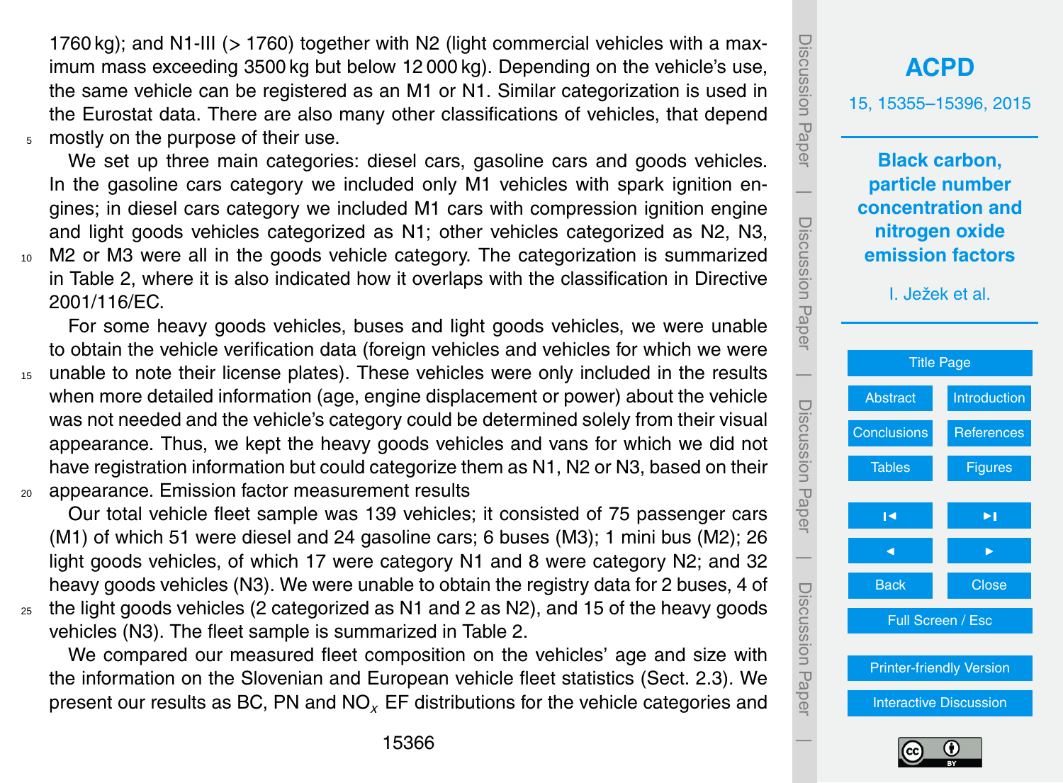1760 kg); and N1-III (> 1760) together with N2 (light commercial vehicles with a maximum mass exceeding 3500 kg but below 12 000 kg). Depending on the vehicle's use, the same vehicle can be registered as an M1 or N1. Similar categorization is used in the Eurostat data. There are also many other classifications of vehicles, that depend mostly on the purpose of their use.

We set up three main categories: diesel cars, gasoline cars and goods vehicles. In the gasoline cars category we included only M1 vehicles with spark ignition engines; in diesel cars category we included M1 cars with compression ignition engine and light goods vehicles categorized as N1; other vehicles categorized as N2, N3, M2 or M3 were all in the goods vehicle category. The categorization is summarized in Table 2, where it is also indicated how it overlaps with the classification in Directive 2001/116/EC.

For some heavy goods vehicles, buses and light goods vehicles, we were unable to obtain the vehicle verification data (foreign vehicles and vehicles for which we were unable to note their license plates). These vehicles were only included in the results when more detailed information (age, engine displacement or power) about the vehicle was not needed and the vehicle's category could be determined solely from their visual appearance. Thus, we kept the heavy goods vehicles and vans for which we did not have registration information but could categorize them as N1, N2 or N3, based on their appearance. Emission factor measurement results

Our total vehicle fleet sample was 139 vehicles; it consisted of 75 passenger cars (M1) of which 51 were diesel and 24 gasoline cars; 6 buses (M3); 1 mini bus (M2); 26 light goods vehicles, of which 17 were category N1 and 8 were category N2; and 32 heavy goods vehicles (N3). We were unable to obtain the registry data for 2 buses, 4 of the light goods vehicles (2 categorized as N1 and 2 as N2), and 15 of the heavy goods vehicles (N3). The fleet sample is summarized in Table 2.

We compared our measured fleet composition on the vehicles' age and size with the information on the Slovenian and European vehicle fleet statistics (Sect. 2.3). We present our results as BC, PN and $NO_x$ EF distributions for the vehicle categories and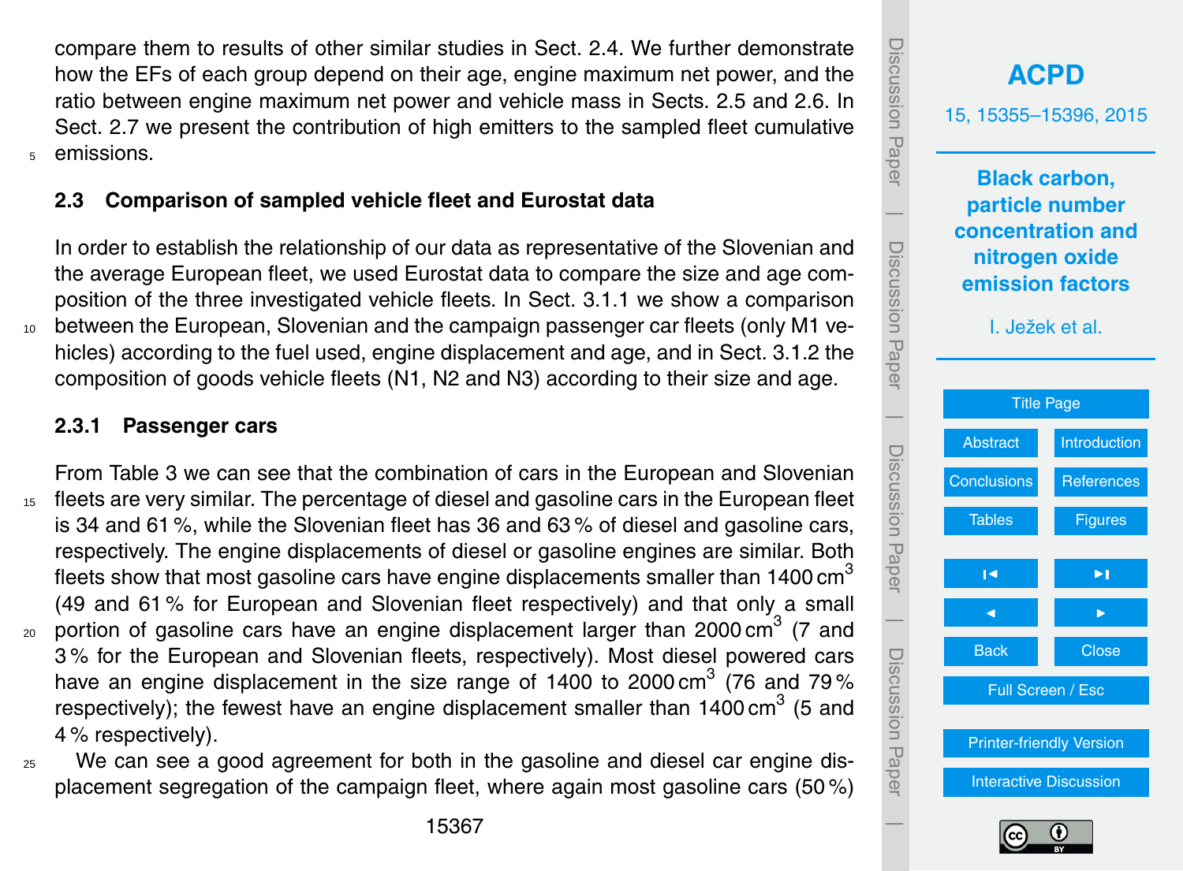compare them to results of other similar studies in Sect. 2.4. We further demonstrate how the EFs of each group depend on their age, engine maximum net power, and the ratio between engine maximum net power and vehicle mass in Sects. 2.5 and 2.6. In Sect. 2.7 we present the contribution of high emitters to the sampled fleet cumulative emissions.

### 2.3 Comparison of sampled vehicle fleet and Eurostat data

In order to establish the relationship of our data as representative of the Slovenian and the average European fleet, we used Eurostat data to compare the size and age composition of the three investigated vehicle fleets. In Sect. 3.1.1 we show a comparison between the European, Slovenian and the campaign passenger car fleets (only M1 vehicles) according to the fuel used, engine displacement and age, and in Sect. 3.1.2 the composition of goods vehicle fleets (N1, N2 and N3) according to their size and age.

#### 2.3.1 Passenger cars

From Table 3 we can see that the combination of cars in the European and Slovenian fleets are very similar. The percentage of diesel and gasoline cars in the European fleet is 34 and 61 %, while the Slovenian fleet has 36 and 63 % of diesel and gasoline cars, respectively. The engine displacements of diesel or gasoline engines are similar. Both fleets show that most gasoline cars have engine displacements smaller than 1400 $cm^3$ (49 and 61 % for European and Slovenian fleet respectively) and that only a small portion of gasoline cars have an engine displacement larger than 2000 $cm^3$ (7 and 3 % for the European and Slovenian fleets, respectively). Most diesel powered cars have an engine displacement in the size range of 1400 to 2000 $cm^3$ (76 and 79 % respectively); the fewest have an engine displacement smaller than 1400 $cm^3$ (5 and 4 % respectively).

We can see a good agreement for both in the gasoline and diesel car engine displacement segregation of the campaign fleet, where again most gasoline cars (50 %)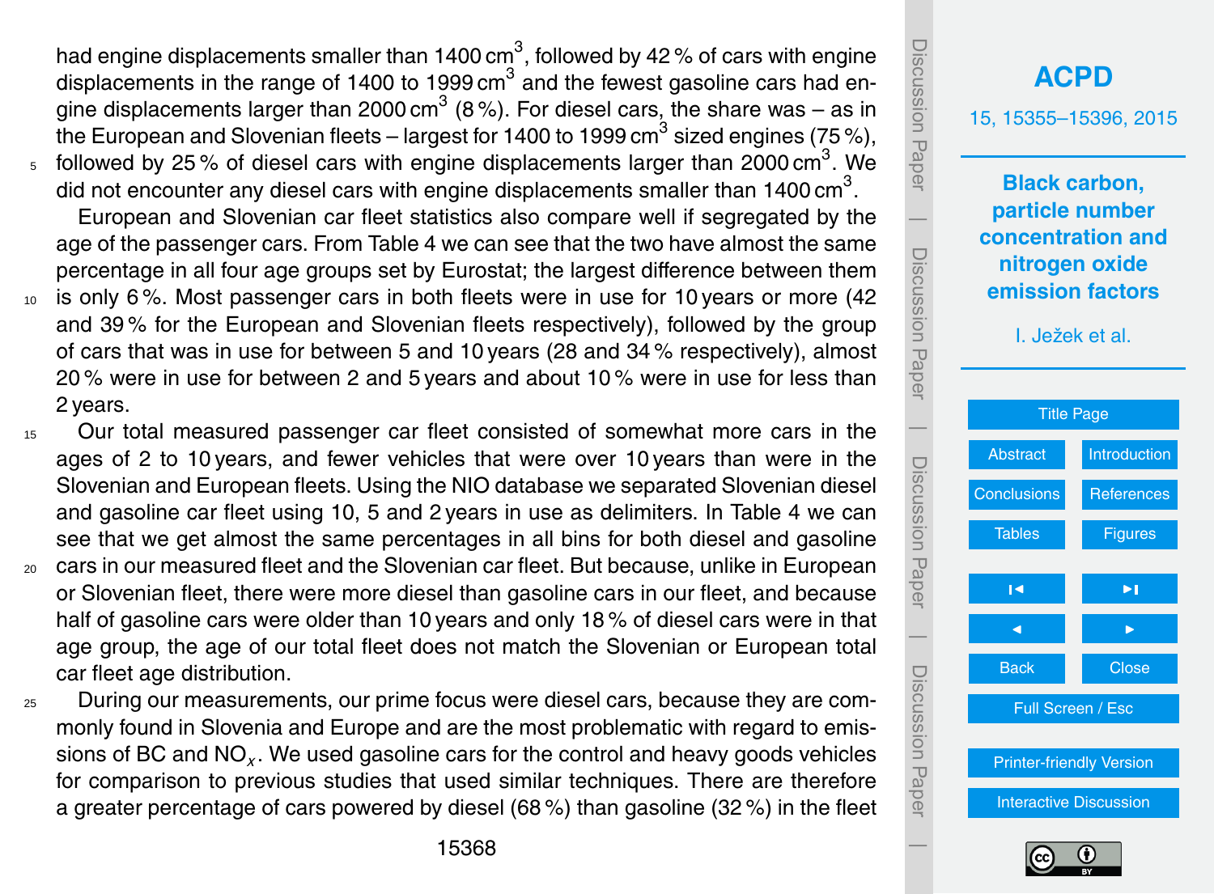had engine displacements smaller than 1400 $cm^3$, followed by 42 % of cars with engine displacements in the range of 1400 to 1999 $cm^3$ and the fewest gasoline cars had engine displacements larger than 2000 $cm^3$ (8 %). For diesel cars, the share was – as in the European and Slovenian fleets – largest for 1400 to 1999 $cm^3$ sized engines (75 %), followed by 25 % of diesel cars with engine displacements larger than 2000 $cm^3$. We did not encounter any diesel cars with engine displacements smaller than 1400 $cm^3$.

European and Slovenian car fleet statistics also compare well if segregated by the age of the passenger cars. From Table 4 we can see that the two have almost the same percentage in all four age groups set by Eurostat; the largest difference between them is only 6 %. Most passenger cars in both fleets were in use for 10 years or more (42 and 39 % for the European and Slovenian fleets respectively), followed by the group of cars that was in use for between 5 and 10 years (28 and 34 % respectively), almost 20 % were in use for between 2 and 5 years and about 10 % were in use for less than 2 years.

Our total measured passenger car fleet consisted of somewhat more cars in the ages of 2 to 10 years, and fewer vehicles that were over 10 years than were in the Slovenian and European fleets. Using the NIO database we separated Slovenian diesel and gasoline car fleet using 10, 5 and 2 years in use as delimiters. In Table 4 we can see that we get almost the same percentages in all bins for both diesel and gasoline cars in our measured fleet and the Slovenian car fleet. But because, unlike in European or Slovenian fleet, there were more diesel than gasoline cars in our fleet, and because half of gasoline cars were older than 10 years and only 18 % of diesel cars were in that age group, the age of our total fleet does not match the Slovenian or European total car fleet age distribution.

During our measurements, our prime focus were diesel cars, because they are commonly found in Slovenia and Europe and are the most problematic with regard to emissions of BC and $NO_x$. We used gasoline cars for the control and heavy goods vehicles for comparison to previous studies that used similar techniques. There are therefore a greater percentage of cars powered by diesel (68 %) than gasoline (32 %) in the fleet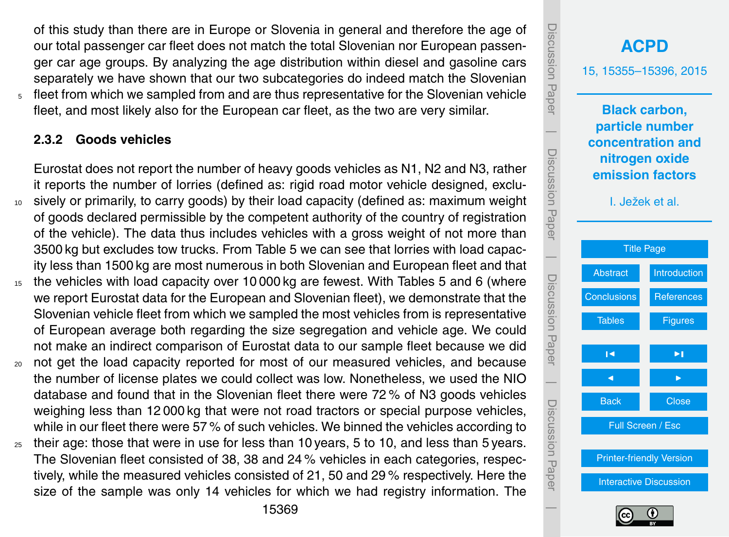of this study than there are in Europe or Slovenia in general and therefore the age of our total passenger car fleet does not match the total Slovenian nor European passenger car age groups. By analyzing the age distribution within diesel and gasoline cars separately we have shown that our two subcategories do indeed match the Slovenian fleet from which we sampled from and are thus representative for the Slovenian vehicle fleet, and most likely also for the European car fleet, as the two are very similar.

### 2.3.2 Goods vehicles

Eurostat does not report the number of heavy goods vehicles as N1, N2 and N3, rather it reports the number of lorries (defined as: rigid road motor vehicle designed, exclusively or primarily, to carry goods) by their load capacity (defined as: maximum weight of goods declared permissible by the competent authority of the country of registration of the vehicle). The data thus includes vehicles with a gross weight of not more than 3500 kg but excludes tow trucks. From Table 5 we can see that lorries with load capacity less than 1500 kg are most numerous in both Slovenian and European fleet and that the vehicles with load capacity over 10 000 kg are fewest. With Tables 5 and 6 (where we report Eurostat data for the European and Slovenian fleet), we demonstrate that the Slovenian vehicle fleet from which we sampled the most vehicles from is representative of European average both regarding the size segregation and vehicle age. We could not make an indirect comparison of Eurostat data to our sample fleet because we did not get the load capacity reported for most of our measured vehicles, and because the number of license plates we could collect was low. Nonetheless, we used the NIO database and found that in the Slovenian fleet there were 72 % of N3 goods vehicles weighing less than 12 000 kg that were not road tractors or special purpose vehicles, while in our fleet there were 57 % of such vehicles. We binned the vehicles according to their age: those that were in use for less than 10 years, 5 to 10, and less than 5 years. The Slovenian fleet consisted of 38, 38 and 24 % vehicles in each categories, respectively, while the measured vehicles consisted of 21, 50 and 29 % respectively. Here the size of the sample was only 14 vehicles for which we had registry information. The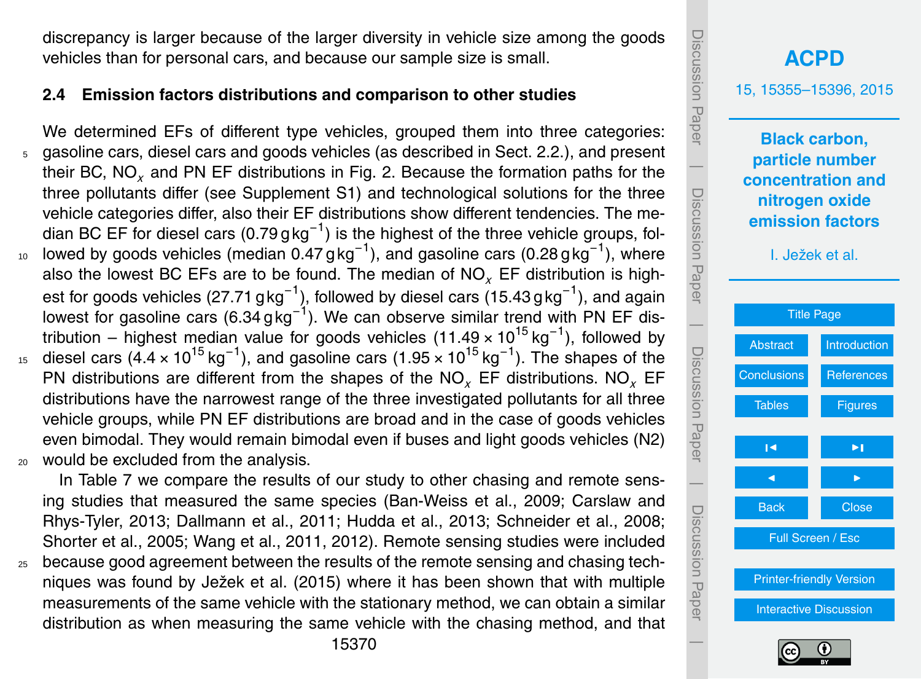discrepancy is larger because of the larger diversity in vehicle size among the goods vehicles than for personal cars, and because our sample size is small.

### 2.4 Emission factors distributions and comparison to other studies

We determined EFs of different type vehicles, grouped them into three categories: gasoline cars, diesel cars and goods vehicles (as described in Sect. 2.2.), and present their BC, $NO_x$ and PN EF distributions in Fig. 2. Because the formation paths for the three pollutants differ (see Supplement S1) and technological solutions for the three vehicle categories differ, also their EF distributions show different tendencies. The median BC EF for diesel cars ($0.79\,g\,kg^{-1}$) is the highest of the three vehicle groups, followed by goods vehicles (median $0.47\,g\,kg^{-1}$), and gasoline cars ($0.28\,g\,kg^{-1}$), where also the lowest BC EFs are to be found. The median of $NO_x$ EF distribution is highest for goods vehicles ($27.71\,g\,kg^{-1}$), followed by diesel cars ($15.43\,g\,kg^{-1}$), and again lowest for gasoline cars ($6.34\,g\,kg^{-1}$). We can observe similar trend with PN EF distribution – highest median value for goods vehicles ($11.49 \times 10^{15}\,kg^{-1}$), followed by diesel cars ($4.4 \times 10^{15}\,kg^{-1}$), and gasoline cars ($1.95 \times 10^{15}\,kg^{-1}$). The shapes of the PN distributions are different from the shapes of the $NO_x$ EF distributions. $NO_x$ EF distributions have the narrowest range of the three investigated pollutants for all three vehicle groups, while PN EF distributions are broad and in the case of goods vehicles even bimodal. They would remain bimodal even if buses and light goods vehicles (N2) would be excluded from the analysis.

In Table 7 we compare the results of our study to other chasing and remote sensing studies that measured the same species (Ban-Weiss et al., 2009; Carslaw and Rhys-Tyler, 2013; Dallmann et al., 2011; Hudda et al., 2013; Schneider et al., 2008; Shorter et al., 2005; Wang et al., 2011, 2012). Remote sensing studies were included because good agreement between the results of the remote sensing and chasing techniques was found by Ježek et al. (2015) where it has been shown that with multiple measurements of the same vehicle with the stationary method, we can obtain a similar distribution as when measuring the same vehicle with the chasing method, and that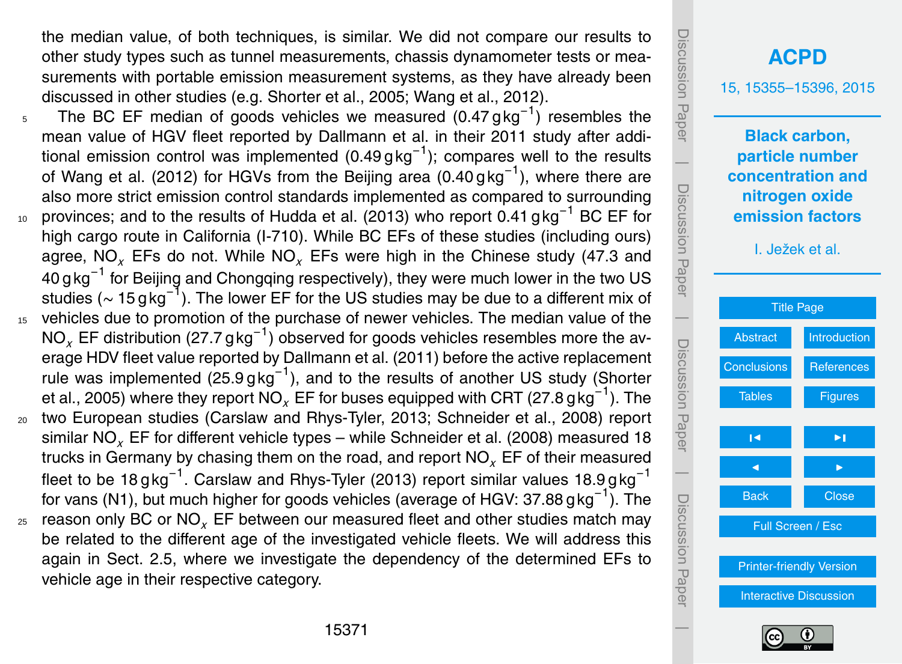the median value, of both techniques, is similar. We did not compare our results to other study types such as tunnel measurements, chassis dynamometer tests or measurements with portable emission measurement systems, as they have already been discussed in other studies (e.g. Shorter et al., 2005; Wang et al., 2012).

The BC EF median of goods vehicles we measured ($0.47\,\mathrm{g\,kg^{-1}}$) resembles the mean value of HGV fleet reported by Dallmann et al. in their 2011 study after additional emission control was implemented ($0.49\,\mathrm{g\,kg^{-1}}$); compares well to the results of Wang et al. (2012) for HGVs from the Beijing area ($0.40\,\mathrm{g\,kg^{-1}}$), where there are also more strict emission control standards implemented as compared to surrounding provinces; and to the results of Hudda et al. (2013) who report $0.41\,\mathrm{g\,kg^{-1}}$ BC EF for high cargo route in California (I-710). While BC EFs of these studies (including ours) agree, $NO_x$ EFs do not. While $NO_x$ EFs were high in the Chinese study (47.3 and $40\,\mathrm{g\,kg^{-1}}$ for Beijing and Chongqing respectively), they were much lower in the two US studies ($\sim 15\,\mathrm{g\,kg^{-1}}$). The lower EF for the US studies may be due to a different mix of vehicles due to promotion of the purchase of newer vehicles. The median value of the $NO_x$ EF distribution ($27.7\,\mathrm{g\,kg^{-1}}$) observed for goods vehicles resembles more the average HDV fleet value reported by Dallmann et al. (2011) before the active replacement rule was implemented ($25.9\,\mathrm{g\,kg^{-1}}$), and to the results of another US study (Shorter et al., 2005) where they report $NO_x$ EF for buses equipped with CRT ($27.8\,\mathrm{g\,kg^{-1}}$). The two European studies (Carslaw and Rhys-Tyler, 2013; Schneider et al., 2008) report similar $NO_x$ EF for different vehicle types – while Schneider et al. (2008) measured 18 trucks in Germany by chasing them on the road, and report $NO_x$ EF of their measured fleet to be $18\,\mathrm{g\,kg^{-1}}$. Carslaw and Rhys-Tyler (2013) report similar values $18.9\,\mathrm{g\,kg^{-1}}$ for vans (N1), but much higher for goods vehicles (average of HGV: $37.88\,\mathrm{g\,kg^{-1}}$). The reason only BC or $NO_x$ EF between our measured fleet and other studies match may be related to the different age of the investigated vehicle fleets. We will address this again in Sect. 2.5, where we investigate the dependency of the determined EFs to vehicle age in their respective category.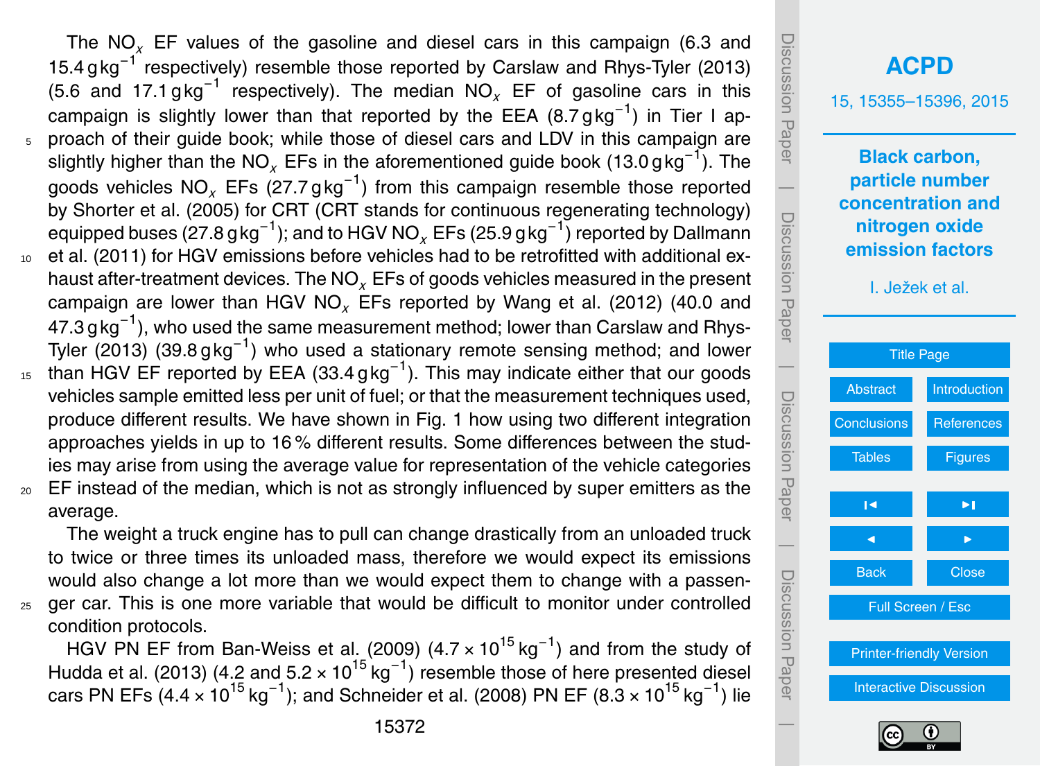The $NO_x$ EF values of the gasoline and diesel cars in this campaign (6.3 and 15.4 $g\,kg^{-1}$ respectively) resemble those reported by Carslaw and Rhys-Tyler (2013) (5.6 and 17.1 $g\,kg^{-1}$ respectively). The median $NO_x$ EF of gasoline cars in this campaign is slightly lower than that reported by the EEA (8.7 $g\,kg^{-1}$) in Tier I approach of their guide book; while those of diesel cars and LDV in this campaign are slightly higher than the $NO_x$ EFs in the aforementioned guide book (13.0 $g\,kg^{-1}$). The goods vehicles $NO_x$ EFs (27.7 $g\,kg^{-1}$) from this campaign resemble those reported by Shorter et al. (2005) for CRT (CRT stands for continuous regenerating technology) equipped buses (27.8 $g\,kg^{-1}$); and to HGV $NO_x$ EFs (25.9 $g\,kg^{-1}$) reported by Dallmann et al. (2011) for HGV emissions before vehicles had to be retrofitted with additional exhaust after-treatment devices. The $NO_x$ EFs of goods vehicles measured in the present campaign are lower than HGV $NO_x$ EFs reported by Wang et al. (2012) (40.0 and 47.3 $g\,kg^{-1}$), who used the same measurement method; lower than Carslaw and Rhys-Tyler (2013) (39.8 $g\,kg^{-1}$) who used a stationary remote sensing method; and lower than HGV EF reported by EEA (33.4 $g\,kg^{-1}$). This may indicate either that our goods vehicles sample emitted less per unit of fuel; or that the measurement techniques used, produce different results. We have shown in Fig. 1 how using two different integration approaches yields in up to 16 % different results. Some differences between the studies may arise from using the average value for representation of the vehicle categories EF instead of the median, which is not as strongly influenced by super emitters as the average.

The weight a truck engine has to pull can change drastically from an unloaded truck to twice or three times its unloaded mass, therefore we would expect its emissions would also change a lot more than we would expect them to change with a passenger car. This is one more variable that would be difficult to monitor under controlled condition protocols.

HGV PN EF from Ban-Weiss et al. (2009) ($4.7 \times 10^{15}\,kg^{-1}$) and from the study of Hudda et al. (2013) (4.2 and $5.2 \times 10^{15}\,kg^{-1}$) resemble those of here presented diesel cars PN EFs ($4.4 \times 10^{15}\,kg^{-1}$); and Schneider et al. (2008) PN EF ($8.3 \times 10^{15}\,kg^{-1}$) lie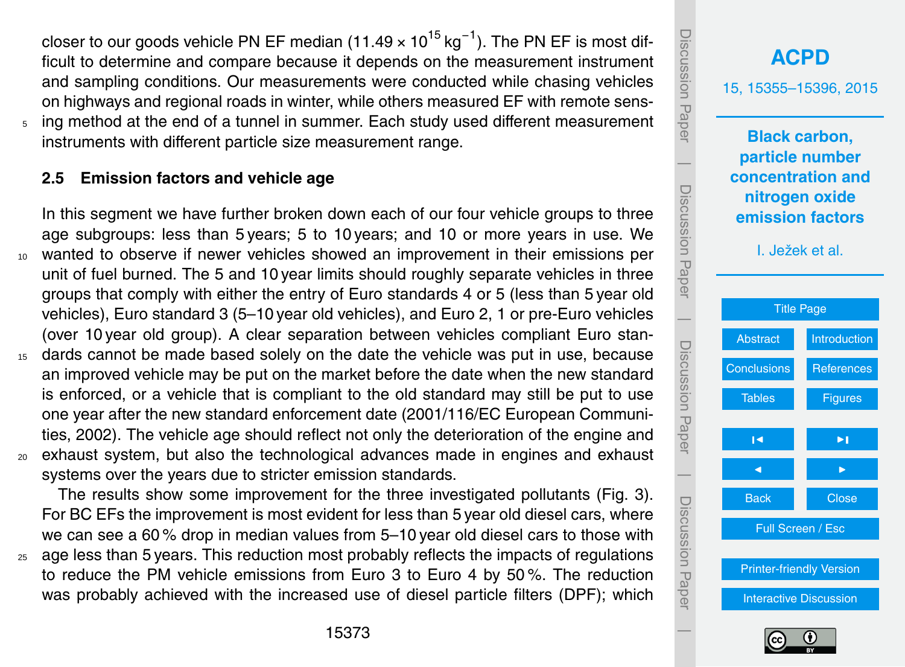closer to our goods vehicle PN EF median ($11.49 \times 10^{15}$ kg$^{-1}$). The PN EF is most difficult to determine and compare because it depends on the measurement instrument and sampling conditions. Our measurements were conducted while chasing vehicles on highways and regional roads in winter, while others measured EF with remote sensing method at the end of a tunnel in summer. Each study used different measurement instruments with different particle size measurement range.

## 2.5 Emission factors and vehicle age

In this segment we have further broken down each of our four vehicle groups to three age subgroups: less than 5 years; 5 to 10 years; and 10 or more years in use. We wanted to observe if newer vehicles showed an improvement in their emissions per unit of fuel burned. The 5 and 10 year limits should roughly separate vehicles in three groups that comply with either the entry of Euro standards 4 or 5 (less than 5 year old vehicles), Euro standard 3 (5–10 year old vehicles), and Euro 2, 1 or pre-Euro vehicles (over 10 year old group). A clear separation between vehicles compliant Euro standards cannot be made based solely on the date the vehicle was put in use, because an improved vehicle may be put on the market before the date when the new standard is enforced, or a vehicle that is compliant to the old standard may still be put to use one year after the new standard enforcement date (2001/116/EC European Communities, 2002). The vehicle age should reflect not only the deterioration of the engine and exhaust system, but also the technological advances made in engines and exhaust systems over the years due to stricter emission standards.

The results show some improvement for the three investigated pollutants (Fig. 3). For BC EFs the improvement is most evident for less than 5 year old diesel cars, where we can see a 60 % drop in median values from 5–10 year old diesel cars to those with age less than 5 years. This reduction most probably reflects the impacts of regulations to reduce the PM vehicle emissions from Euro 3 to Euro 4 by 50 %. The reduction was probably achieved with the increased use of diesel particle filters (DPF); which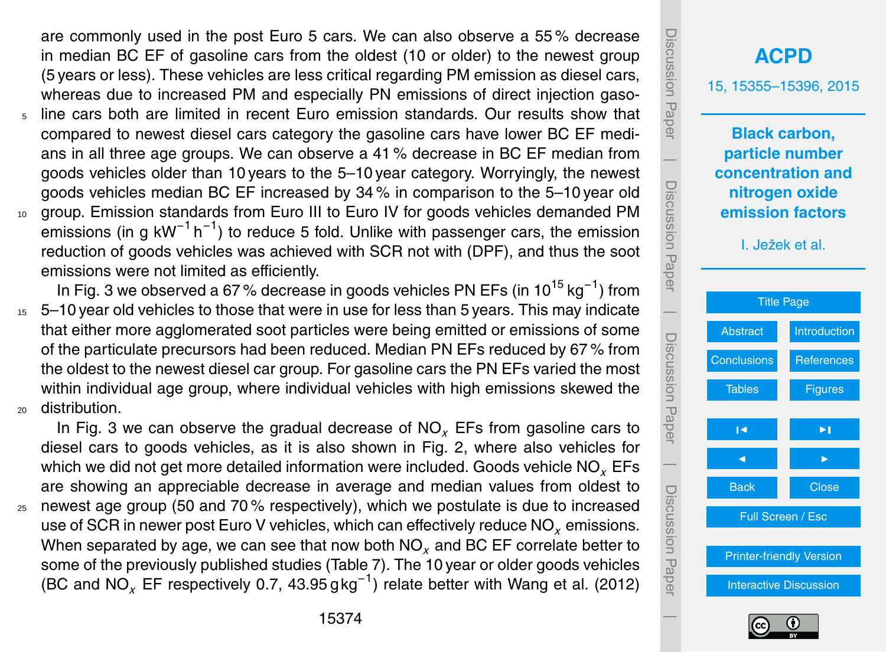are commonly used in the post Euro 5 cars. We can also observe a 55 % decrease in median BC EF of gasoline cars from the oldest (10 or older) to the newest group (5 years or less). These vehicles are less critical regarding PM emission as diesel cars, whereas due to increased PM and especially PN emissions of direct injection gasoline cars both are limited in recent Euro emission standards. Our results show that compared to newest diesel cars category the gasoline cars have lower BC EF medians in all three age groups. We can observe a 41 % decrease in BC EF median from goods vehicles older than 10 years to the 5–10 year category. Worryingly, the newest goods vehicles median BC EF increased by 34 % in comparison to the 5–10 year old group. Emission standards from Euro III to Euro IV for goods vehicles demanded PM emissions (in g $kW^{-1}$ $h^{-1}$) to reduce 5 fold. Unlike with passenger cars, the emission reduction of goods vehicles was achieved with SCR not with (DPF), and thus the soot emissions were not limited as efficiently.

In Fig. 3 we observed a 67 % decrease in goods vehicles PN EFs (in $10^{15}$ $kg^{-1}$) from 5–10 year old vehicles to those that were in use for less than 5 years. This may indicate that either more agglomerated soot particles were being emitted or emissions of some of the particulate precursors had been reduced. Median PN EFs reduced by 67 % from the oldest to the newest diesel car group. For gasoline cars the PN EFs varied the most within individual age group, where individual vehicles with high emissions skewed the distribution.

In Fig. 3 we can observe the gradual decrease of $NO_x$ EFs from gasoline cars to diesel cars to goods vehicles, as it is also shown in Fig. 2, where also vehicles for which we did not get more detailed information were included. Goods vehicle $NO_x$ EFs are showing an appreciable decrease in average and median values from oldest to newest age group (50 and 70 % respectively), which we postulate is due to increased use of SCR in newer post Euro V vehicles, which can effectively reduce $NO_x$ emissions. When separated by age, we can see that now both $NO_x$ and BC EF correlate better to some of the previously published studies (Table 7). The 10 year or older goods vehicles (BC and $NO_x$ EF respectively 0.7, 43.95 g $kg^{-1}$) relate better with Wang et al. (2012)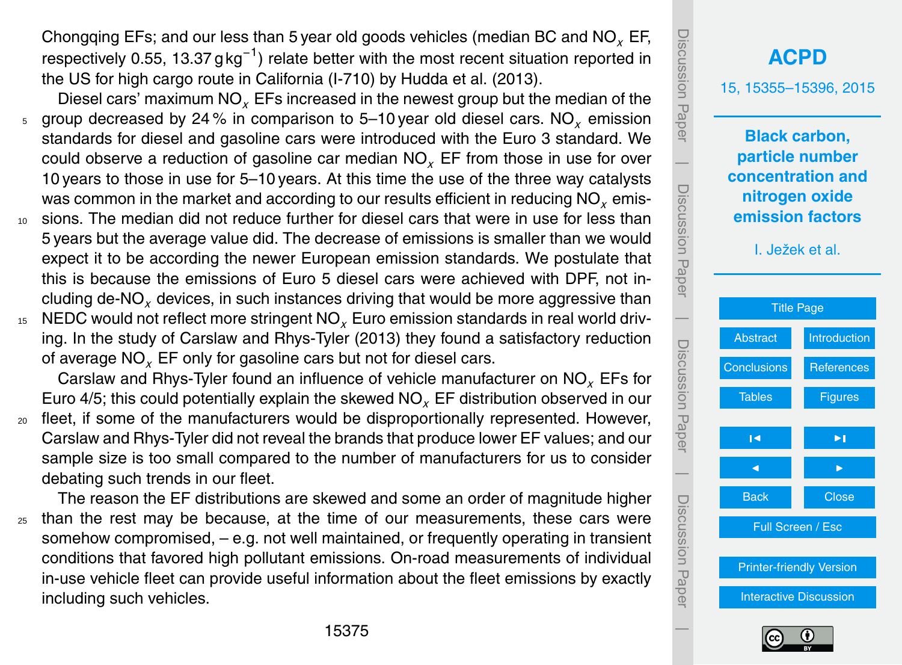Chongqing EFs; and our less than 5 year old goods vehicles (median BC and $NO_x$ EF, respectively 0.55, 13.37 $g\,kg^{-1}$) relate better with the most recent situation reported in the US for high cargo route in California (I-710) by Hudda et al. (2013).

Diesel cars' maximum $NO_x$ EFs increased in the newest group but the median of the group decreased by 24 % in comparison to 5–10 year old diesel cars. $NO_x$ emission standards for diesel and gasoline cars were introduced with the Euro 3 standard. We could observe a reduction of gasoline car median $NO_x$ EF from those in use for over 10 years to those in use for 5–10 years. At this time the use of the three way catalysts was common in the market and according to our results efficient in reducing $NO_x$ emissions. The median did not reduce further for diesel cars that were in use for less than 5 years but the average value did. The decrease of emissions is smaller than we would expect it to be according the newer European emission standards. We postulate that this is because the emissions of Euro 5 diesel cars were achieved with DPF, not including de-$NO_x$ devices, in such instances driving that would be more aggressive than NEDC would not reflect more stringent $NO_x$ Euro emission standards in real world driving. In the study of Carslaw and Rhys-Tyler (2013) they found a satisfactory reduction of average $NO_x$ EF only for gasoline cars but not for diesel cars.

Carslaw and Rhys-Tyler found an influence of vehicle manufacturer on $NO_x$ EFs for Euro 4/5; this could potentially explain the skewed $NO_x$ EF distribution observed in our fleet, if some of the manufacturers would be disproportionally represented. However, Carslaw and Rhys-Tyler did not reveal the brands that produce lower EF values; and our sample size is too small compared to the number of manufacturers for us to consider debating such trends in our fleet.

The reason the EF distributions are skewed and some an order of magnitude higher than the rest may be because, at the time of our measurements, these cars were somehow compromised, – e.g. not well maintained, or frequently operating in transient conditions that favored high pollutant emissions. On-road measurements of individual in-use vehicle fleet can provide useful information about the fleet emissions by exactly including such vehicles.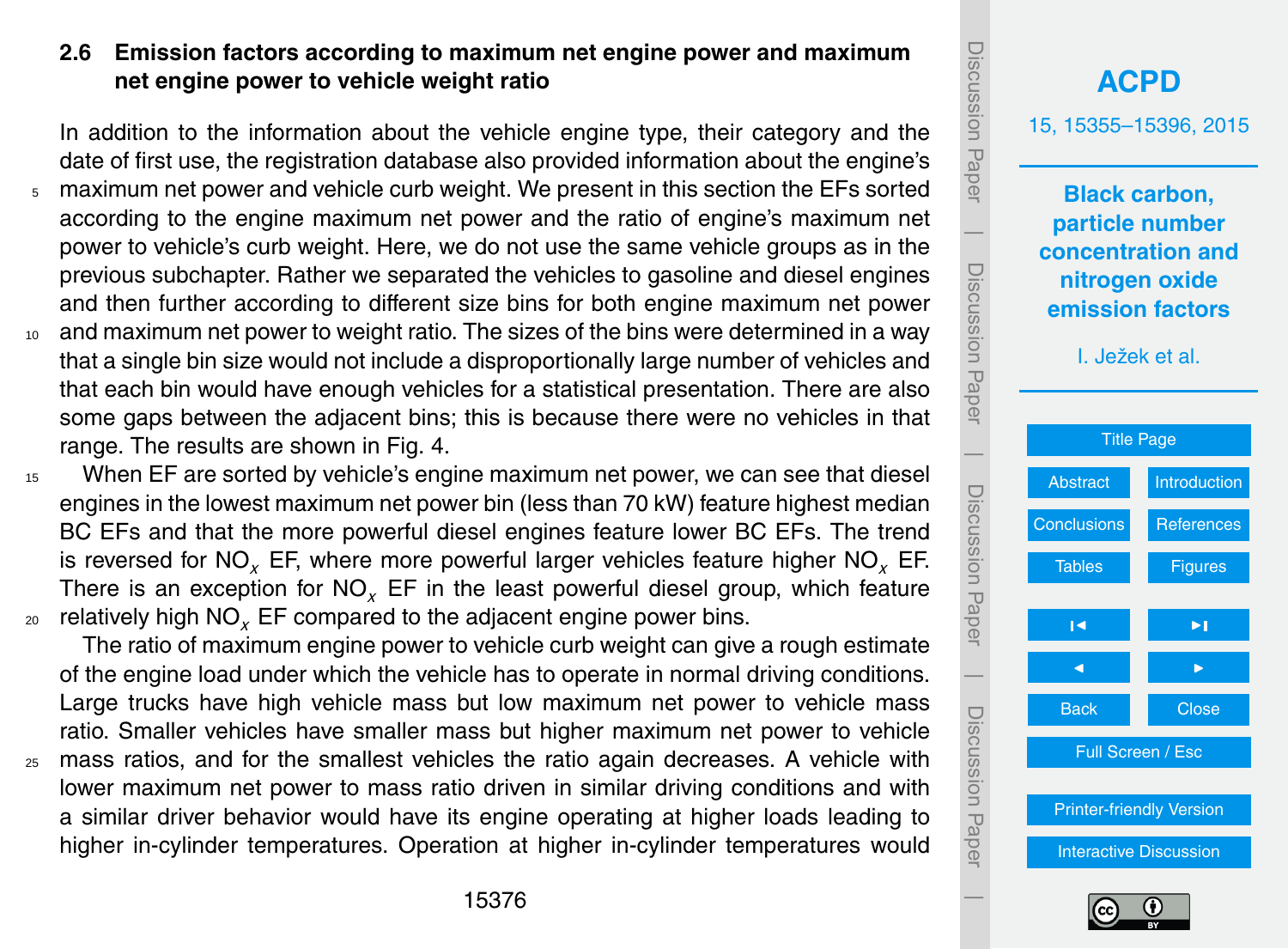### 2.6 Emission factors according to maximum net engine power and maximum net engine power to vehicle weight ratio

In addition to the information about the vehicle engine type, their category and the date of first use, the registration database also provided information about the engine's maximum net power and vehicle curb weight. We present in this section the EFs sorted according to the engine maximum net power and the ratio of engine's maximum net power to vehicle's curb weight. Here, we do not use the same vehicle groups as in the previous subchapter. Rather we separated the vehicles to gasoline and diesel engines and then further according to different size bins for both engine maximum net power and maximum net power to weight ratio. The sizes of the bins were determined in a way that a single bin size would not include a disproportionally large number of vehicles and that each bin would have enough vehicles for a statistical presentation. There are also some gaps between the adjacent bins; this is because there were no vehicles in that range. The results are shown in Fig. 4.

When EF are sorted by vehicle's engine maximum net power, we can see that diesel engines in the lowest maximum net power bin (less than 70 kW) feature highest median BC EFs and that the more powerful diesel engines feature lower BC EFs. The trend is reversed for $NO_x$ EF, where more powerful larger vehicles feature higher $NO_x$ EF. There is an exception for $NO_x$ EF in the least powerful diesel group, which feature relatively high $NO_x$ EF compared to the adjacent engine power bins.

The ratio of maximum engine power to vehicle curb weight can give a rough estimate of the engine load under which the vehicle has to operate in normal driving conditions. Large trucks have high vehicle mass but low maximum net power to vehicle mass ratio. Smaller vehicles have smaller mass but higher maximum net power to vehicle mass ratios, and for the smallest vehicles the ratio again decreases. A vehicle with lower maximum net power to mass ratio driven in similar driving conditions and with a similar driver behavior would have its engine operating at higher loads leading to higher in-cylinder temperatures. Operation at higher in-cylinder temperatures would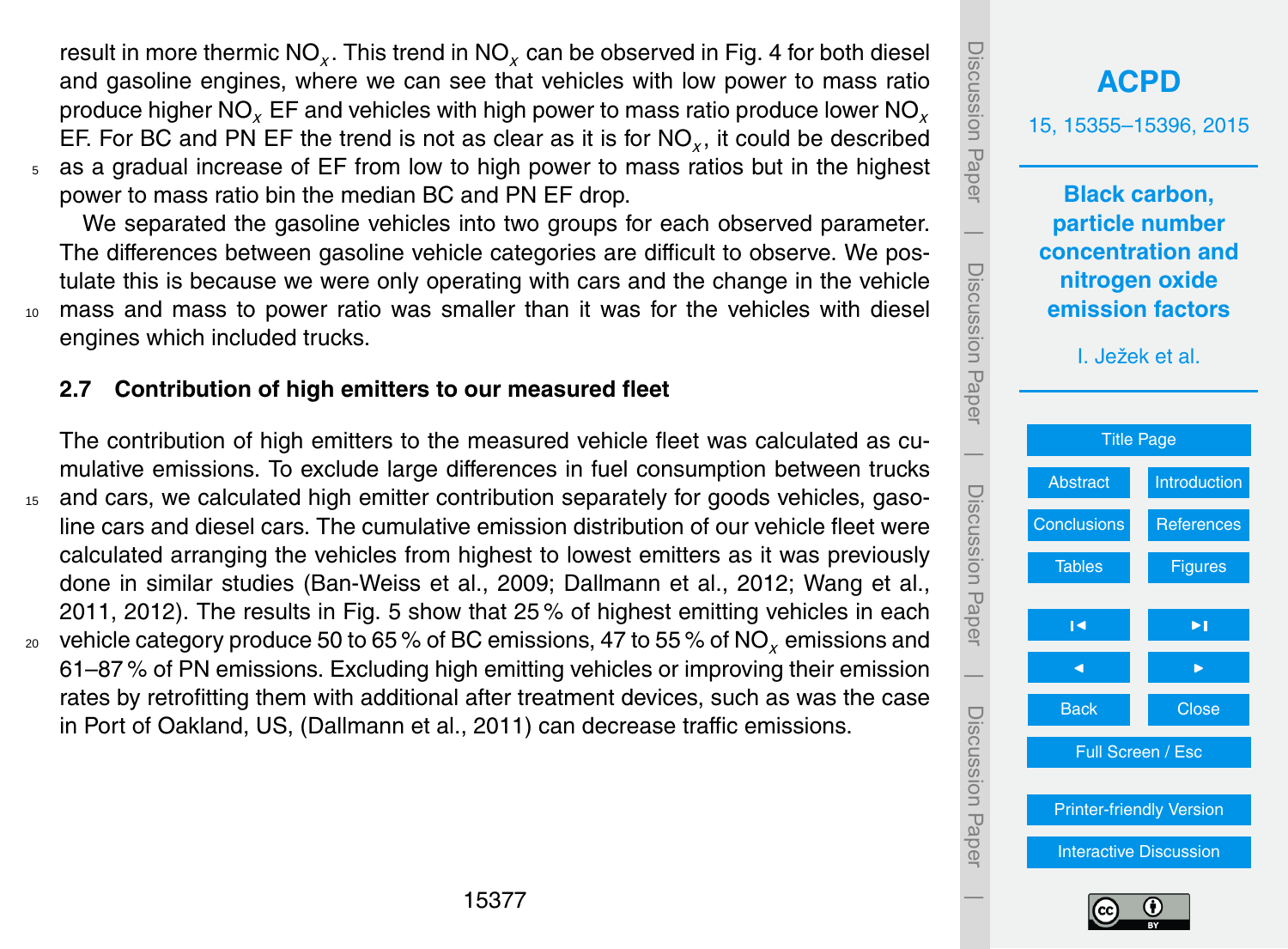result in more thermic $NO_x$. This trend in $NO_x$ can be observed in Fig. 4 for both diesel and gasoline engines, where we can see that vehicles with low power to mass ratio produce higher $NO_x$ EF and vehicles with high power to mass ratio produce lower $NO_x$ EF. For BC and PN EF the trend is not as clear as it is for $NO_x$, it could be described as a gradual increase of EF from low to high power to mass ratios but in the highest power to mass ratio bin the median BC and PN EF drop.

We separated the gasoline vehicles into two groups for each observed parameter. The differences between gasoline vehicle categories are difficult to observe. We postulate this is because we were only operating with cars and the change in the vehicle mass and mass to power ratio was smaller than it was for the vehicles with diesel engines which included trucks.

## 2.7 Contribution of high emitters to our measured fleet

The contribution of high emitters to the measured vehicle fleet was calculated as cumulative emissions. To exclude large differences in fuel consumption between trucks and cars, we calculated high emitter contribution separately for goods vehicles, gasoline cars and diesel cars. The cumulative emission distribution of our vehicle fleet were calculated arranging the vehicles from highest to lowest emitters as it was previously done in similar studies (Ban-Weiss et al., 2009; Dallmann et al., 2012; Wang et al., 2011, 2012). The results in Fig. 5 show that 25 % of highest emitting vehicles in each vehicle category produce 50 to 65 % of BC emissions, 47 to 55 % of $NO_x$ emissions and 61–87 % of PN emissions. Excluding high emitting vehicles or improving their emission rates by retrofitting them with additional after treatment devices, such as was the case in Port of Oakland, US, (Dallmann et al., 2011) can decrease traffic emissions.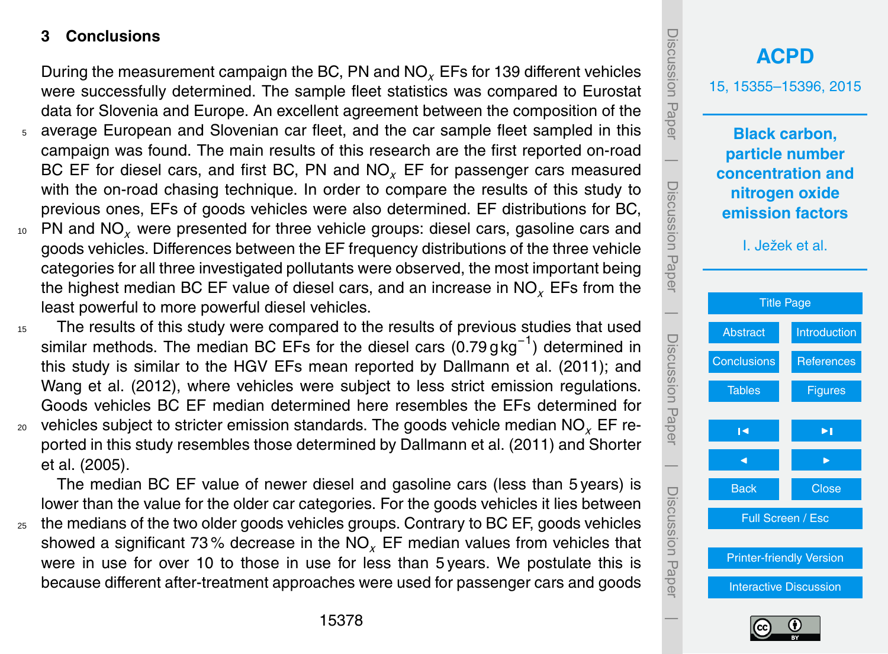## 3 Conclusions

During the measurement campaign the BC, PN and $NO_x$ EFs for 139 different vehicles were successfully determined. The sample fleet statistics was compared to Eurostat data for Slovenia and Europe. An excellent agreement between the composition of the average European and Slovenian car fleet, and the car sample fleet sampled in this campaign was found. The main results of this research are the first reported on-road BC EF for diesel cars, and first BC, PN and $NO_x$ EF for passenger cars measured with the on-road chasing technique. In order to compare the results of this study to previous ones, EFs of goods vehicles were also determined. EF distributions for BC, PN and $NO_x$ were presented for three vehicle groups: diesel cars, gasoline cars and goods vehicles. Differences between the EF frequency distributions of the three vehicle categories for all three investigated pollutants were observed, the most important being the highest median BC EF value of diesel cars, and an increase in $NO_x$ EFs from the least powerful to more powerful diesel vehicles.

The results of this study were compared to the results of previous studies that used similar methods. The median BC EFs for the diesel cars ($0.79\,\mathrm{g\,kg^{-1}}$) determined in this study is similar to the HGV EFs mean reported by Dallmann et al. (2011); and Wang et al. (2012), where vehicles were subject to less strict emission regulations. Goods vehicles BC EF median determined here resembles the EFs determined for vehicles subject to stricter emission standards. The goods vehicle median $NO_x$ EF reported in this study resembles those determined by Dallmann et al. (2011) and Shorter et al. (2005).

The median BC EF value of newer diesel and gasoline cars (less than 5 years) is lower than the value for the older car categories. For the goods vehicles it lies between the medians of the two older goods vehicles groups. Contrary to BC EF, goods vehicles showed a significant 73 % decrease in the $NO_x$ EF median values from vehicles that were in use for over 10 to those in use for less than 5 years. We postulate this is because different after-treatment approaches were used for passenger cars and goods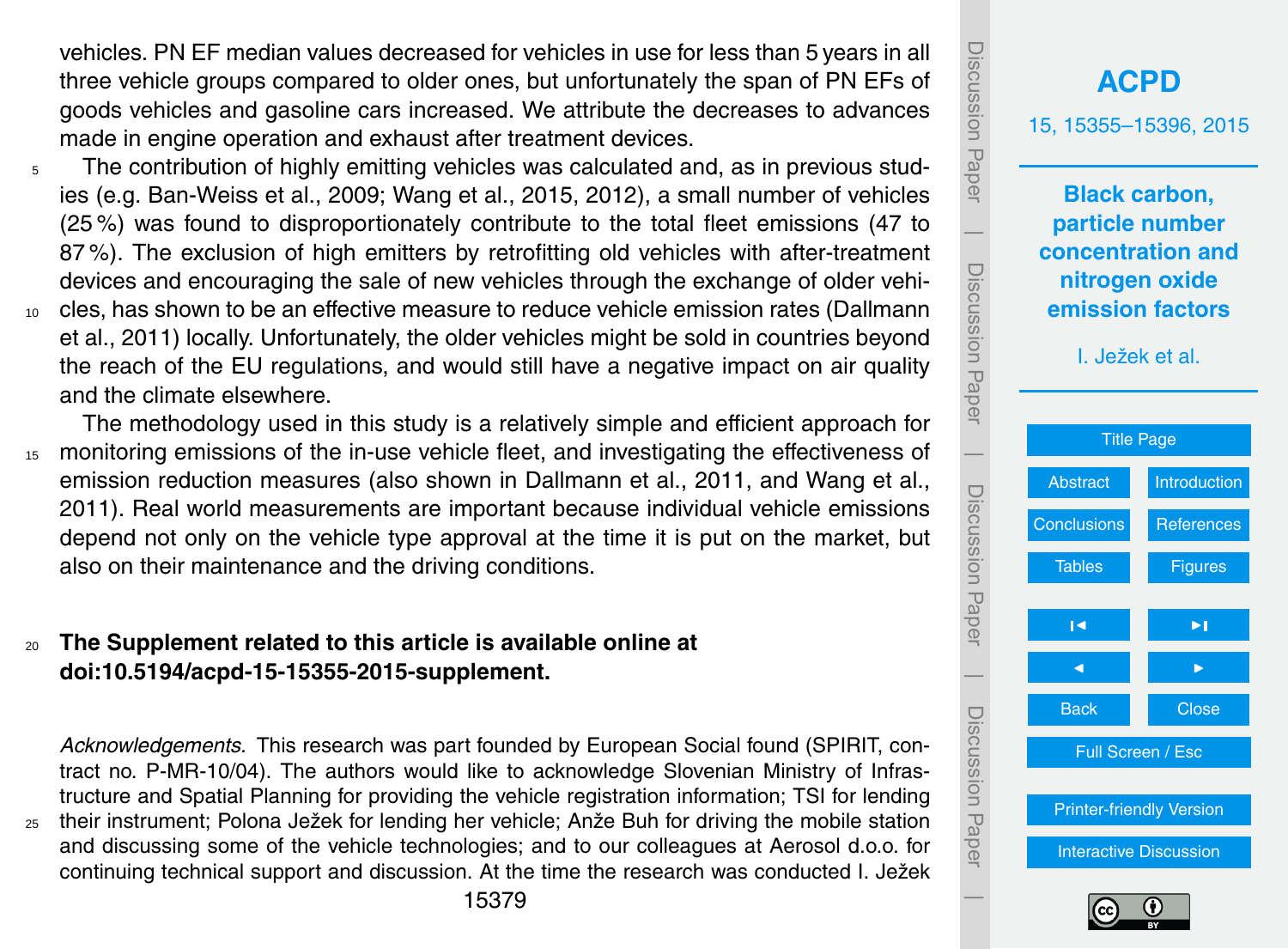vehicles. PN EF median values decreased for vehicles in use for less than 5 years in all three vehicle groups compared to older ones, but unfortunately the span of PN EFs of goods vehicles and gasoline cars increased. We attribute the decreases to advances made in engine operation and exhaust after treatment devices.

The contribution of highly emitting vehicles was calculated and, as in previous studies (e.g. Ban-Weiss et al., 2009; Wang et al., 2015, 2012), a small number of vehicles (25 %) was found to disproportionately contribute to the total fleet emissions (47 to 87 %). The exclusion of high emitters by retrofitting old vehicles with after-treatment devices and encouraging the sale of new vehicles through the exchange of older vehicles, has shown to be an effective measure to reduce vehicle emission rates (Dallmann et al., 2011) locally. Unfortunately, the older vehicles might be sold in countries beyond the reach of the EU regulations, and would still have a negative impact on air quality and the climate elsewhere.

The methodology used in this study is a relatively simple and efficient approach for monitoring emissions of the in-use vehicle fleet, and investigating the effectiveness of emission reduction measures (also shown in Dallmann et al., 2011, and Wang et al., 2011). Real world measurements are important because individual vehicle emissions depend not only on the vehicle type approval at the time it is put on the market, but also on their maintenance and the driving conditions.

**The Supplement related to this article is available online at doi:10.5194/acpd-15-15355-2015-supplement.**

*Acknowledgements.* This research was part founded by European Social found (SPIRIT, contract no. P-MR-10/04). The authors would like to acknowledge Slovenian Ministry of Infrastructure and Spatial Planning for providing the vehicle registration information; TSI for lending their instrument; Polona Ježek for lending her vehicle; Anže Buh for driving the mobile station and discussing some of the vehicle technologies; and to our colleagues at Aerosol d.o.o. for continuing technical support and discussion. At the time the research was conducted I. Ježek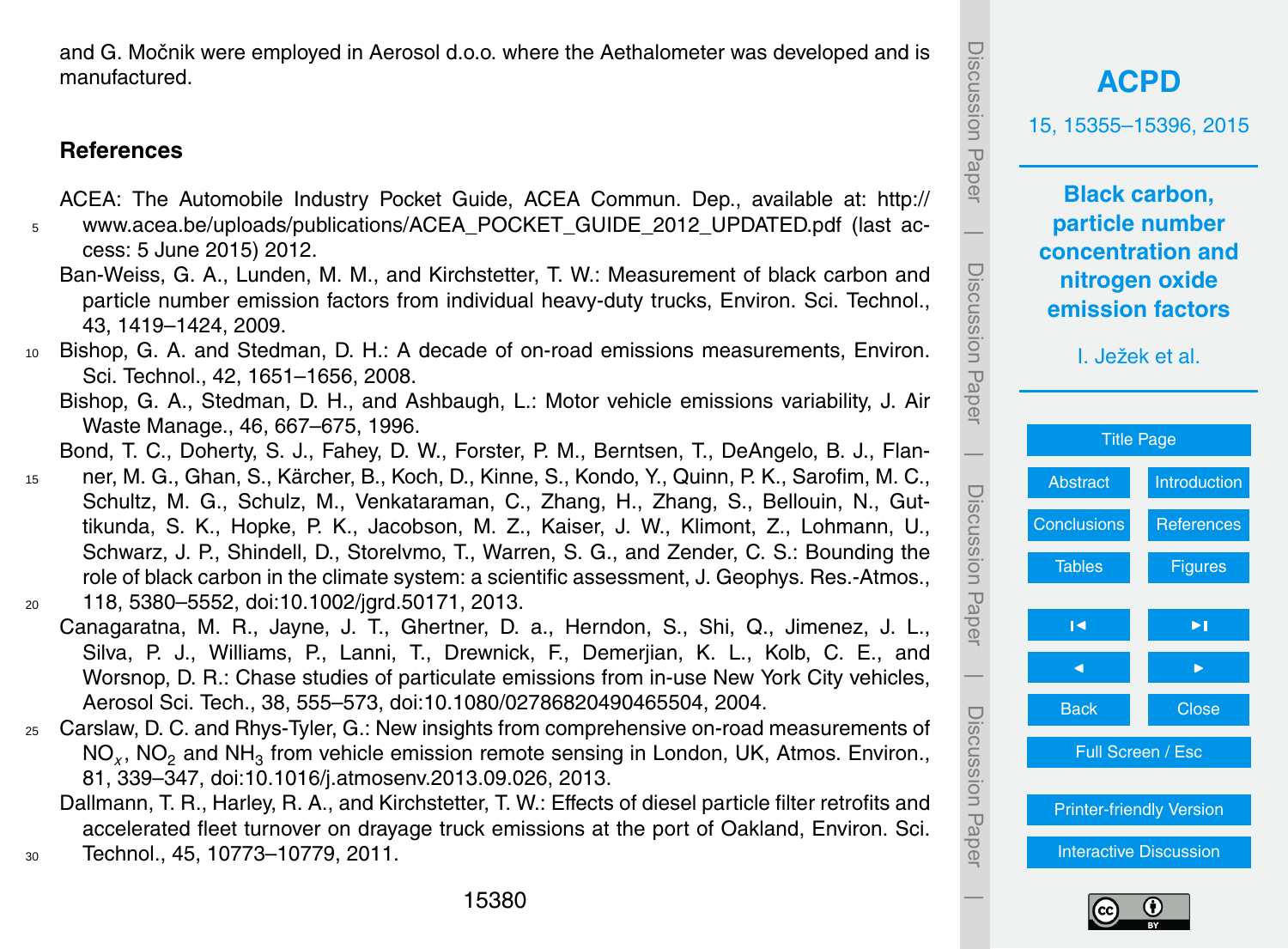and G. Močnik were employed in Aerosol d.o.o. where the Aethalometer was developed and is manufactured.

## References

ACEA: The Automobile Industry Pocket Guide, ACEA Commun. Dep., available at: http://www.acea.be/uploads/publications/ACEA_POCKET_GUIDE_2012_UPDATED.pdf (last access: 5 June 2015) 2012.

Ban-Weiss, G. A., Lunden, M. M., and Kirchstetter, T. W.: Measurement of black carbon and particle number emission factors from individual heavy-duty trucks, Environ. Sci. Technol., 43, 1419–1424, 2009.

Bishop, G. A. and Stedman, D. H.: A decade of on-road emissions measurements, Environ. Sci. Technol., 42, 1651–1656, 2008.

Bishop, G. A., Stedman, D. H., and Ashbaugh, L.: Motor vehicle emissions variability, J. Air Waste Manage., 46, 667–675, 1996.

Bond, T. C., Doherty, S. J., Fahey, D. W., Forster, P. M., Berntsen, T., DeAngelo, B. J., Flanner, M. G., Ghan, S., Kärcher, B., Koch, D., Kinne, S., Kondo, Y., Quinn, P. K., Sarofim, M. C., Schultz, M. G., Schulz, M., Venkataraman, C., Zhang, H., Zhang, S., Bellouin, N., Guttikunda, S. K., Hopke, P. K., Jacobson, M. Z., Kaiser, J. W., Klimont, Z., Lohmann, U., Schwarz, J. P., Shindell, D., Storelvmo, T., Warren, S. G., and Zender, C. S.: Bounding the role of black carbon in the climate system: a scientific assessment, J. Geophys. Res.-Atmos., 118, 5380–5552, doi:10.1002/jgrd.50171, 2013.

Canagaratna, M. R., Jayne, J. T., Ghertner, D. a., Herndon, S., Shi, Q., Jimenez, J. L., Silva, P. J., Williams, P., Lanni, T., Drewnick, F., Demerjian, K. L., Kolb, C. E., and Worsnop, D. R.: Chase studies of particulate emissions from in-use New York City vehicles, Aerosol Sci. Tech., 38, 555–573, doi:10.1080/02786820490465504, 2004.

Carslaw, D. C. and Rhys-Tyler, G.: New insights from comprehensive on-road measurements of $NO_x$, $NO_2$ and $NH_3$ from vehicle emission remote sensing in London, UK, Atmos. Environ., 81, 339–347, doi:10.1016/j.atmosenv.2013.09.026, 2013.

Dallmann, T. R., Harley, R. A., and Kirchstetter, T. W.: Effects of diesel particle filter retrofits and accelerated fleet turnover on drayage truck emissions at the port of Oakland, Environ. Sci. Technol., 45, 10773–10779, 2011.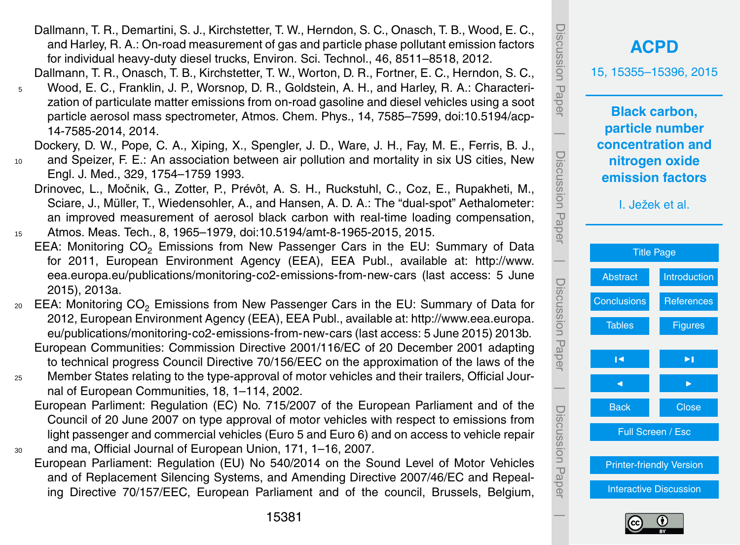Dallmann, T. R., Demartini, S. J., Kirchstetter, T. W., Herndon, S. C., Onasch, T. B., Wood, E. C., and Harley, R. A.: On-road measurement of gas and particle phase pollutant emission factors for individual heavy-duty diesel trucks, Environ. Sci. Technol., 46, 8511–8518, 2012.

Dallmann, T. R., Onasch, T. B., Kirchstetter, T. W., Worton, D. R., Fortner, E. C., Herndon, S. C., Wood, E. C., Franklin, J. P., Worsnop, D. R., Goldstein, A. H., and Harley, R. A.: Characterization of particulate matter emissions from on-road gasoline and diesel vehicles using a soot particle aerosol mass spectrometer, Atmos. Chem. Phys., 14, 7585–7599, doi:10.5194/acp-14-7585-2014, 2014.

Dockery, D. W., Pope, C. A., Xiping, X., Spengler, J. D., Ware, J. H., Fay, M. E., Ferris, B. J., and Speizer, F. E.: An association between air pollution and mortality in six US cities, New Engl. J. Med., 329, 1754–1759 1993.

Drinovec, L., Močnik, G., Zotter, P., Prévôt, A. S. H., Ruckstuhl, C., Coz, E., Rupakheti, M., Sciare, J., Müller, T., Wiedensohler, A., and Hansen, A. D. A.: The "dual-spot" Aethalometer: an improved measurement of aerosol black carbon with real-time loading compensation, Atmos. Meas. Tech., 8, 1965–1979, doi:10.5194/amt-8-1965-2015, 2015.

EEA: Monitoring $CO_2$ Emissions from New Passenger Cars in the EU: Summary of Data for 2011, European Environment Agency (EEA), EEA Publ., available at: http://www.eea.europa.eu/publications/monitoring-co2-emissions-from-new-cars (last access: 5 June 2015), 2013a.

EEA: Monitoring $CO_2$ Emissions from New Passenger Cars in the EU: Summary of Data for 2012, European Environment Agency (EEA), EEA Publ., available at: http://www.eea.europa.eu/publications/monitoring-co2-emissions-from-new-cars (last access: 5 June 2015) 2013b.

European Communities: Commission Directive 2001/116/EC of 20 December 2001 adapting to technical progress Council Directive 70/156/EEC on the approximation of the laws of the Member States relating to the type-approval of motor vehicles and their trailers, Official Journal of European Communities, 18, 1–114, 2002.

European Parliment: Regulation (EC) No. 715/2007 of the European Parliament and of the Council of 20 June 2007 on type approval of motor vehicles with respect to emissions from light passenger and commercial vehicles (Euro 5 and Euro 6) and on access to vehicle repair and ma, Official Journal of European Union, 171, 1–16, 2007.

European Parliament: Regulation (EU) No 540/2014 on the Sound Level of Motor Vehicles and of Replacement Silencing Systems, and Amending Directive 2007/46/EC and Repealing Directive 70/157/EEC, European Parliament and of the council, Brussels, Belgium,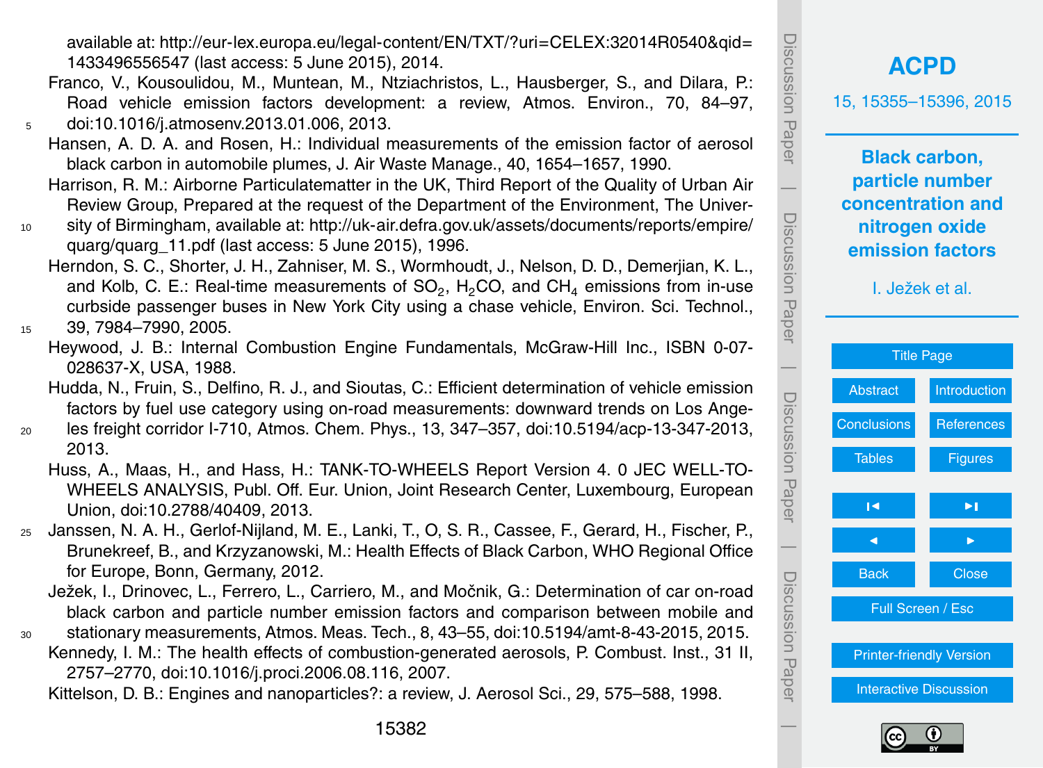available at: http://eur-lex.europa.eu/legal-content/EN/TXT/?uri=CELEX:32014R0540&qid=1433496556547 (last access: 5 June 2015), 2014.

Franco, V., Kousoulidou, M., Muntean, M., Ntziachristos, L., Hausberger, S., and Dilara, P.: Road vehicle emission factors development: a review, Atmos. Environ., 70, 84–97, doi:10.1016/j.atmosenv.2013.01.006, 2013.

Hansen, A. D. A. and Rosen, H.: Individual measurements of the emission factor of aerosol black carbon in automobile plumes, J. Air Waste Manage., 40, 1654–1657, 1990.

Harrison, R. M.: Airborne Particulatematter in the UK, Third Report of the Quality of Urban Air Review Group, Prepared at the request of the Department of the Environment, The University of Birmingham, available at: http://uk-air.defra.gov.uk/assets/documents/reports/empire/quarg/quarg_11.pdf (last access: 5 June 2015), 1996.

Herndon, S. C., Shorter, J. H., Zahniser, M. S., Wormhoudt, J., Nelson, D. D., Demerjian, K. L., and Kolb, C. E.: Real-time measurements of $SO_2$, $H_2CO$, and $CH_4$ emissions from in-use curbside passenger buses in New York City using a chase vehicle, Environ. Sci. Technol., 39, 7984–7990, 2005.

Heywood, J. B.: Internal Combustion Engine Fundamentals, McGraw-Hill Inc., ISBN 0-07-028637-X, USA, 1988.

Hudda, N., Fruin, S., Delfino, R. J., and Sioutas, C.: Efficient determination of vehicle emission factors by fuel use category using on-road measurements: downward trends on Los Angeles freight corridor I-710, Atmos. Chem. Phys., 13, 347–357, doi:10.5194/acp-13-347-2013, 2013.

Huss, A., Maas, H., and Hass, H.: TANK-TO-WHEELS Report Version 4. 0 JEC WELL-TO-WHEELS ANALYSIS, Publ. Off. Eur. Union, Joint Research Center, Luxembourg, European Union, doi:10.2788/40409, 2013.

Janssen, N. A. H., Gerlof-Nijland, M. E., Lanki, T., O, S. R., Cassee, F., Gerard, H., Fischer, P., Brunekreef, B., and Krzyzanowski, M.: Health Effects of Black Carbon, WHO Regional Office for Europe, Bonn, Germany, 2012.

Ježek, I., Drinovec, L., Ferrero, L., Carriero, M., and Močnik, G.: Determination of car on-road black carbon and particle number emission factors and comparison between mobile and stationary measurements, Atmos. Meas. Tech., 8, 43–55, doi:10.5194/amt-8-43-2015, 2015.

Kennedy, I. M.: The health effects of combustion-generated aerosols, P. Combust. Inst., 31 II, 2757–2770, doi:10.1016/j.proci.2006.08.116, 2007.

Kittelson, D. B.: Engines and nanoparticles?: a review, J. Aerosol Sci., 29, 575–588, 1998.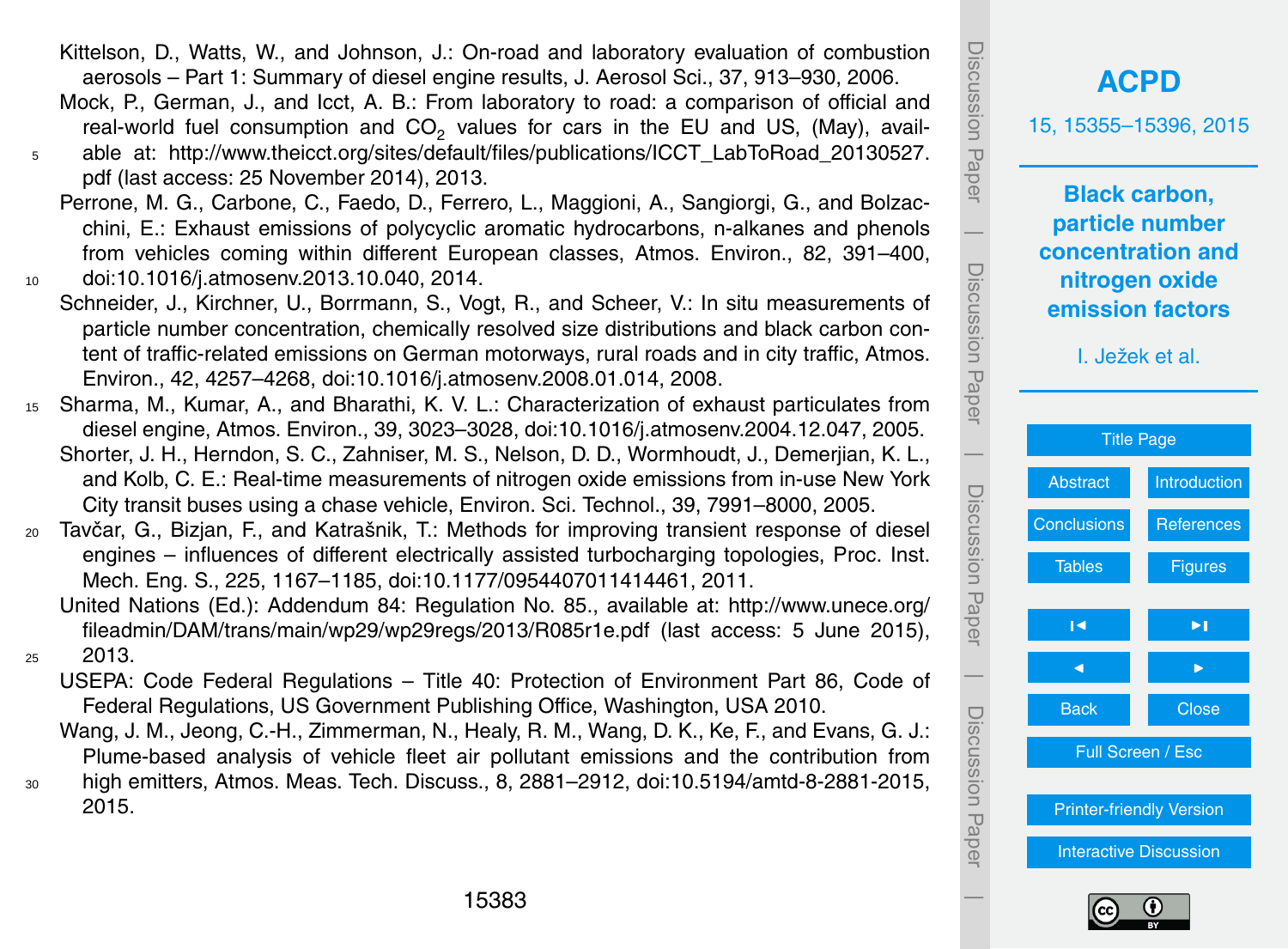Kittelson, D., Watts, W., and Johnson, J.: On-road and laboratory evaluation of combustion aerosols – Part 1: Summary of diesel engine results, J. Aerosol Sci., 37, 913–930, 2006.

Mock, P., German, J., and Icct, A. B.: From laboratory to road: a comparison of official and real-world fuel consumption and $CO_2$ values for cars in the EU and US, (May), available at: http://www.theicct.org/sites/default/files/publications/ICCT_LabToRoad_20130527.pdf (last access: 25 November 2014), 2013.

Perrone, M. G., Carbone, C., Faedo, D., Ferrero, L., Maggioni, A., Sangiorgi, G., and Bolzacchini, E.: Exhaust emissions of polycyclic aromatic hydrocarbons, n-alkanes and phenols from vehicles coming within different European classes, Atmos. Environ., 82, 391–400, doi:10.1016/j.atmosenv.2013.10.040, 2014.

Schneider, J., Kirchner, U., Borrmann, S., Vogt, R., and Scheer, V.: In situ measurements of particle number concentration, chemically resolved size distributions and black carbon content of traffic-related emissions on German motorways, rural roads and in city traffic, Atmos. Environ., 42, 4257–4268, doi:10.1016/j.atmosenv.2008.01.014, 2008.

Sharma, M., Kumar, A., and Bharathi, K. V. L.: Characterization of exhaust particulates from diesel engine, Atmos. Environ., 39, 3023–3028, doi:10.1016/j.atmosenv.2004.12.047, 2005.

Shorter, J. H., Herndon, S. C., Zahniser, M. S., Nelson, D. D., Wormhoudt, J., Demerjian, K. L., and Kolb, C. E.: Real-time measurements of nitrogen oxide emissions from in-use New York City transit buses using a chase vehicle, Environ. Sci. Technol., 39, 7991–8000, 2005.

Tavčar, G., Bizjan, F., and Katrašnik, T.: Methods for improving transient response of diesel engines – influences of different electrically assisted turbocharging topologies, Proc. Inst. Mech. Eng. S., 225, 1167–1185, doi:10.1177/0954407011414461, 2011.

United Nations (Ed.): Addendum 84: Regulation No. 85., available at: http://www.unece.org/fileadmin/DAM/trans/main/wp29/wp29regs/2013/R085r1e.pdf (last access: 5 June 2015), 2013.

USEPA: Code Federal Regulations – Title 40: Protection of Environment Part 86, Code of Federal Regulations, US Government Publishing Office, Washington, USA 2010.

Wang, J. M., Jeong, C.-H., Zimmerman, N., Healy, R. M., Wang, D. K., Ke, F., and Evans, G. J.: Plume-based analysis of vehicle fleet air pollutant emissions and the contribution from high emitters, Atmos. Meas. Tech. Discuss., 8, 2881–2912, doi:10.5194/amtd-8-2881-2015, 2015.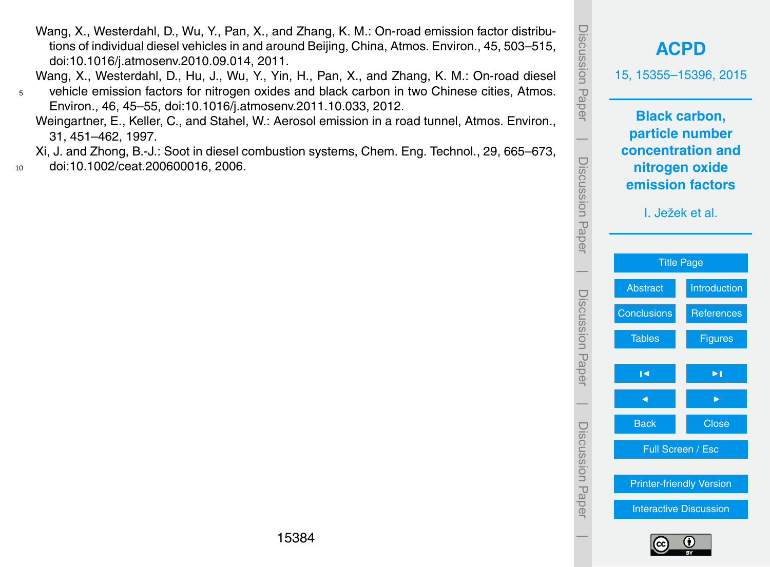Wang, X., Westerdahl, D., Wu, Y., Pan, X., and Zhang, K. M.: On-road emission factor distributions of individual diesel vehicles in and around Beijing, China, Atmos. Environ., 45, 503–515, doi:10.1016/j.atmosenv.2010.09.014, 2011.

Wang, X., Westerdahl, D., Hu, J., Wu, Y., Yin, H., Pan, X., and Zhang, K. M.: On-road diesel vehicle emission factors for nitrogen oxides and black carbon in two Chinese cities, Atmos. Environ., 46, 45–55, doi:10.1016/j.atmosenv.2011.10.033, 2012.

Weingartner, E., Keller, C., and Stahel, W.: Aerosol emission in a road tunnel, Atmos. Environ., 31, 451–462, 1997.

Xi, J. and Zhong, B.-J.: Soot in diesel combustion systems, Chem. Eng. Technol., 29, 665–673, doi:10.1002/ceat.200600016, 2006.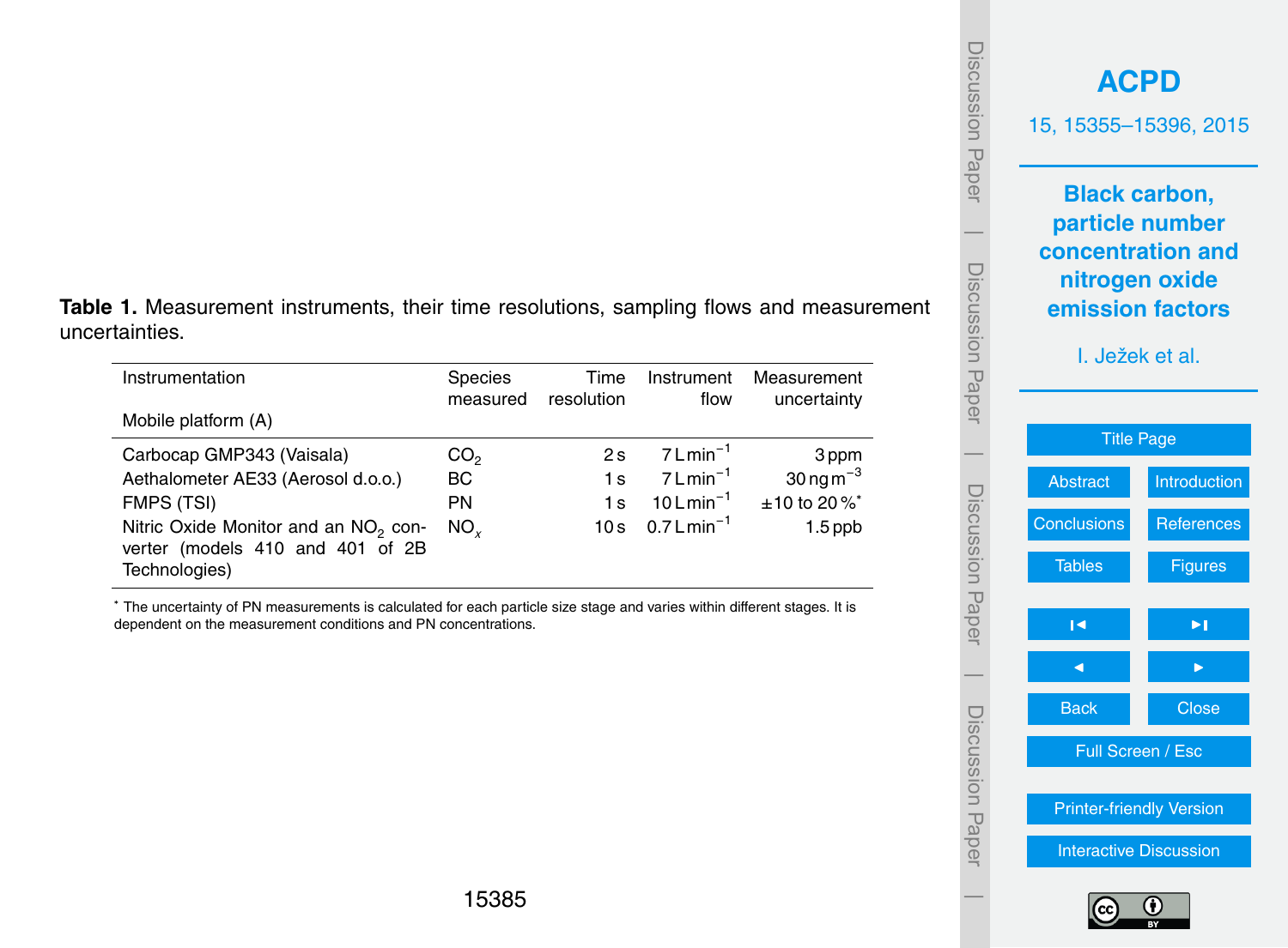**Table 1.** Measurement instruments, their time resolutions, sampling flows and measurement uncertainties.

| Instrumentation | Species measured | Time resolution | Instrument flow | Measurement uncertainty |
|---|---|---|---|---|
| Mobile platform (A) | | | | |
| Carbocap GMP343 (Vaisala) | $CO_2$ | 2 s | 7 $L\,min^{-1}$ | 3 ppm |
| Aethalometer AE33 (Aerosol d.o.o.) | BC | 1 s | 7 $L\,min^{-1}$ | 30 $ng\,m^{-3}$ |
| FMPS (TSI) | PN | 1 s | 10 $L\,min^{-1}$ | ±10 to 20 %* |
| Nitric Oxide Monitor and an $NO_2$ converter (models 410 and 401 of 2B Technologies) | $NO_x$ | 10 s | 0.7 $L\,min^{-1}$ | 1.5 ppb |

* The uncertainty of PN measurements is calculated for each particle size stage and varies within different stages. It is dependent on the measurement conditions and PN concentrations.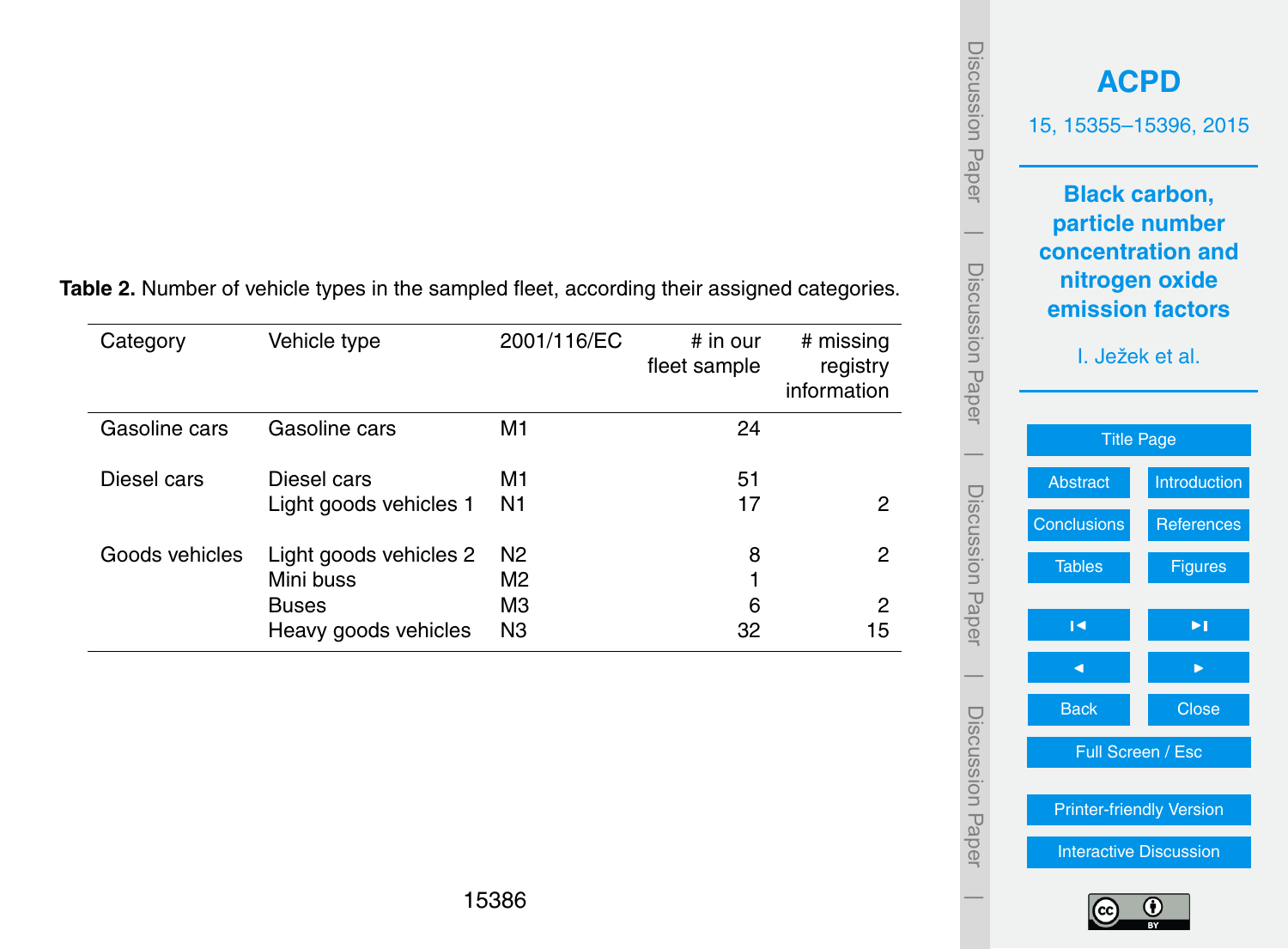**Table 2.** Number of vehicle types in the sampled fleet, according their assigned categories.

| Category | Vehicle type | 2001/116/EC | # in our fleet sample | # missing registry information |
|---|---|---|---|---|
| Gasoline cars | Gasoline cars | M1 | 24 | |
| Diesel cars | Diesel cars | M1 | 51 | |
| | Light goods vehicles 1 | N1 | 17 | 2 |
| Goods vehicles | Light goods vehicles 2 | N2 | 8 | 2 |
| | Mini buss | M2 | 1 | |
| | Buses | M3 | 6 | 2 |
| | Heavy goods vehicles | N3 | 32 | 15 |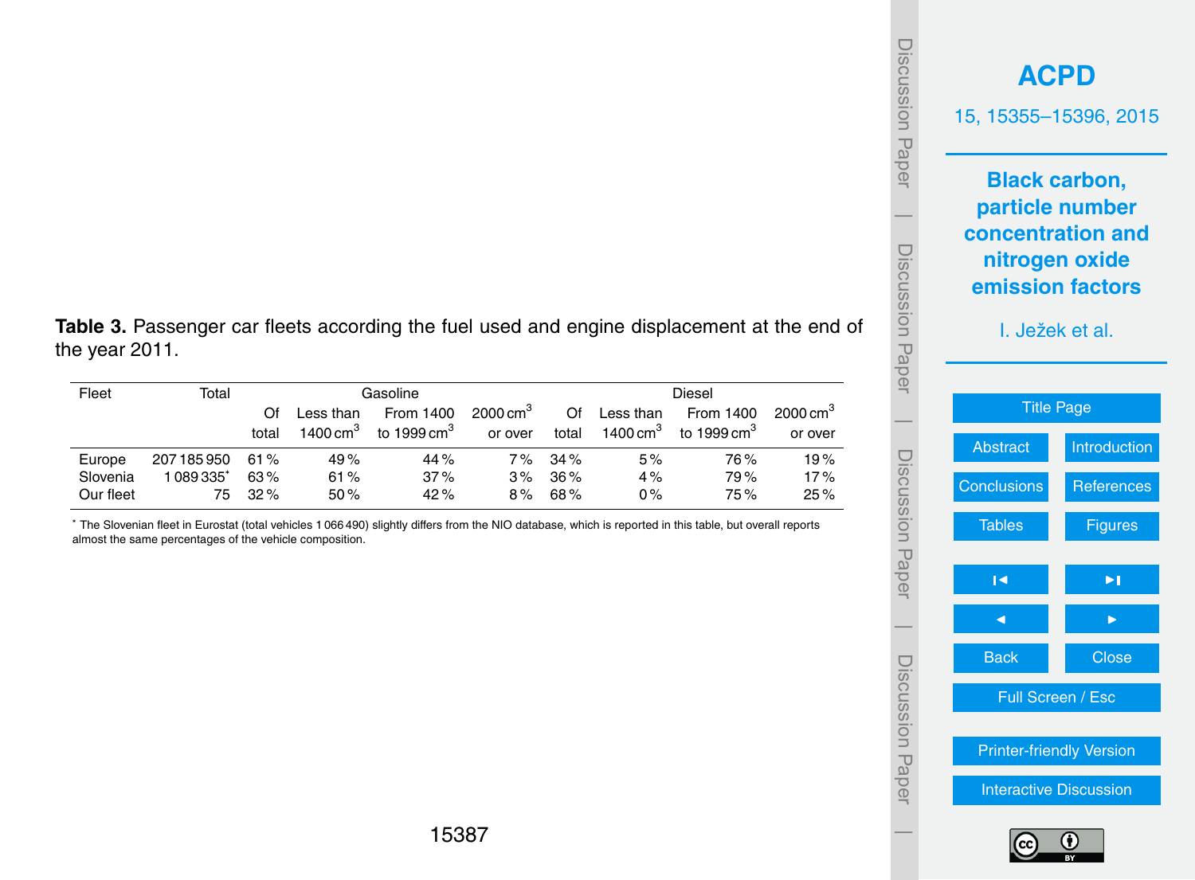**Table 3.** Passenger car fleets according the fuel used and engine displacement at the end of the year 2011.

| Fleet | Total | Gasoline | | | | Diesel | | | |
|---|---|---|---|---|---|---|---|---|---|
| | | Of total | Less than 1400 $cm^3$ | From 1400 to 1999 $cm^3$ | 2000 $cm^3$ or over | Of total | Less than 1400 $cm^3$ | From 1400 to 1999 $cm^3$ | 2000 $cm^3$ or over |
| Europe | 207 185 950 | 61 % | 49 % | 44 % | 7 % | 34 % | 5 % | 76 % | 19 % |
| Slovenia | 1 089 335* | 63 % | 61 % | 37 % | 3 % | 36 % | 4 % | 79 % | 17 % |
| Our fleet | 75 | 32 % | 50 % | 42 % | 8 % | 68 % | 0 % | 75 % | 25 % |

* The Slovenian fleet in Eurostat (total vehicles 1 066 490) slightly differs from the NIO database, which is reported in this table, but overall reports almost the same percentages of the vehicle composition.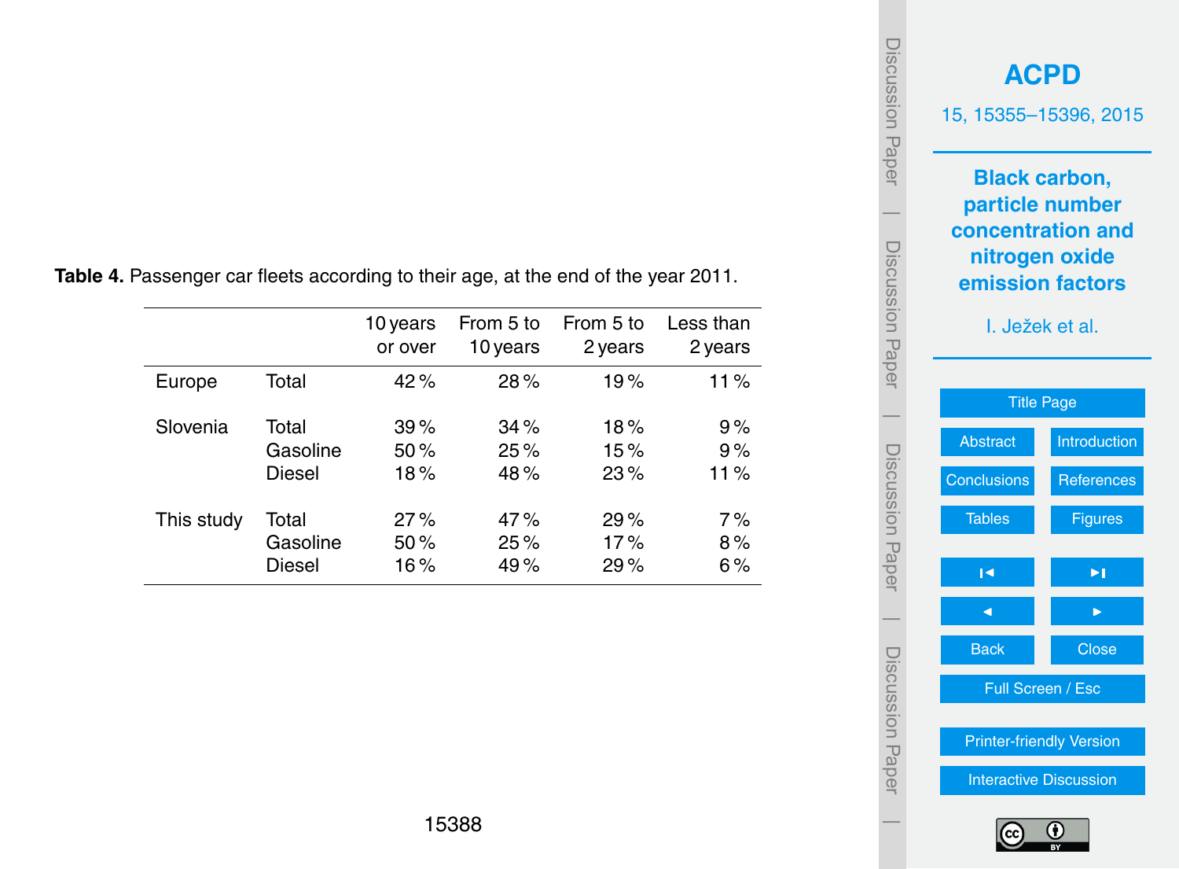**Table 4.** Passenger car fleets according to their age, at the end of the year 2011.

| | | 10 years or over | From 5 to 10 years | From 5 to 2 years | Less than 2 years |
|---|---|---|---|---|---|
| Europe | Total | 42 % | 28 % | 19 % | 11 % |
| Slovenia | Total | 39 % | 34 % | 18 % | 9 % |
| | Gasoline | 50 % | 25 % | 15 % | 9 % |
| | Diesel | 18 % | 48 % | 23 % | 11 % |
| This study | Total | 27 % | 47 % | 29 % | 7 % |
| | Gasoline | 50 % | 25 % | 17 % | 8 % |
| | Diesel | 16 % | 49 % | 29 % | 6 % |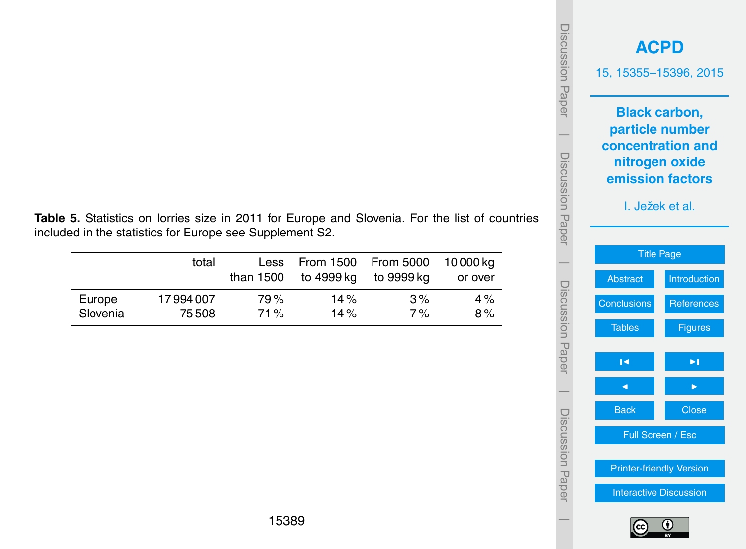**Table 5.** Statistics on lorries size in 2011 for Europe and Slovenia. For the list of countries included in the statistics for Europe see Supplement S2.

| | total | Less than 1500 | From 1500 to 4999 kg | From 5000 to 9999 kg | 10 000 kg or over |
|---|---|---|---|---|---|
| Europe | 17 994 007 | 79 % | 14 % | 3 % | 4 % |
| Slovenia | 75 508 | 71 % | 14 % | 7 % | 8 % |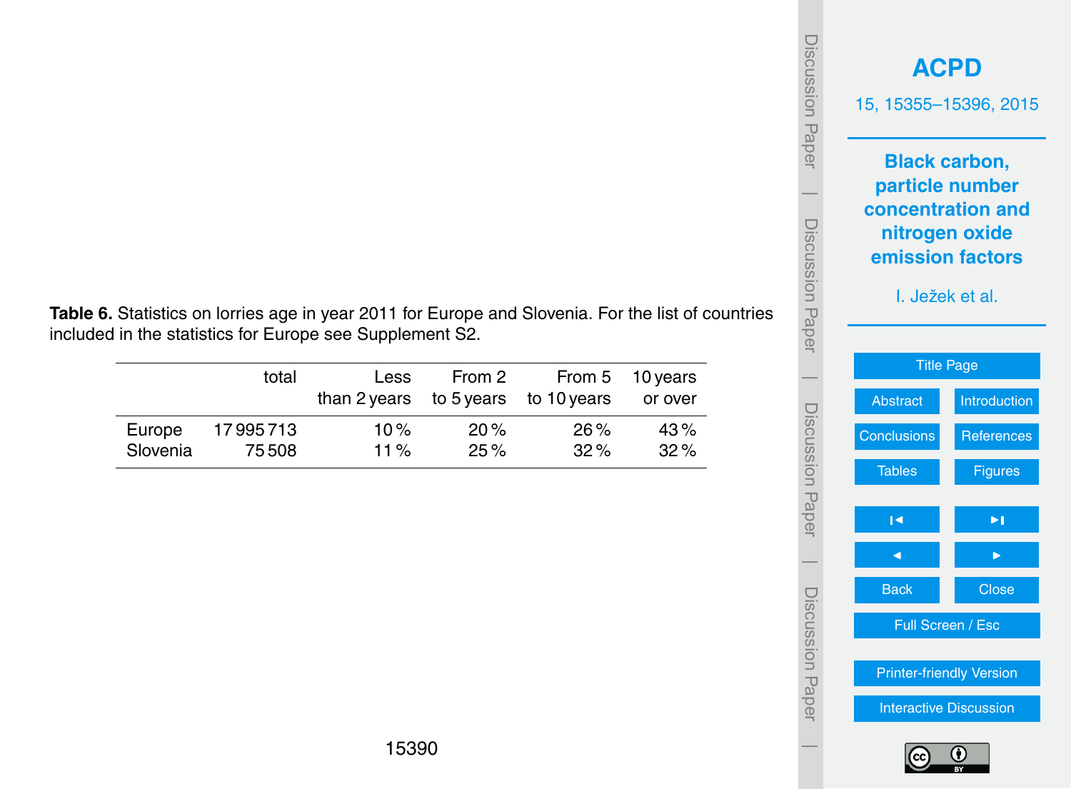**Table 6.** Statistics on lorries age in year 2011 for Europe and Slovenia. For the list of countries included in the statistics for Europe see Supplement S2.

| | total | Less than 2 years | From 2 to 5 years | From 5 to 10 years | 10 years or over |
|---|---|---|---|---|---|
| Europe | 17 995 713 | 10 % | 20 % | 26 % | 43 % |
| Slovenia | 75 508 | 11 % | 25 % | 32 % | 32 % |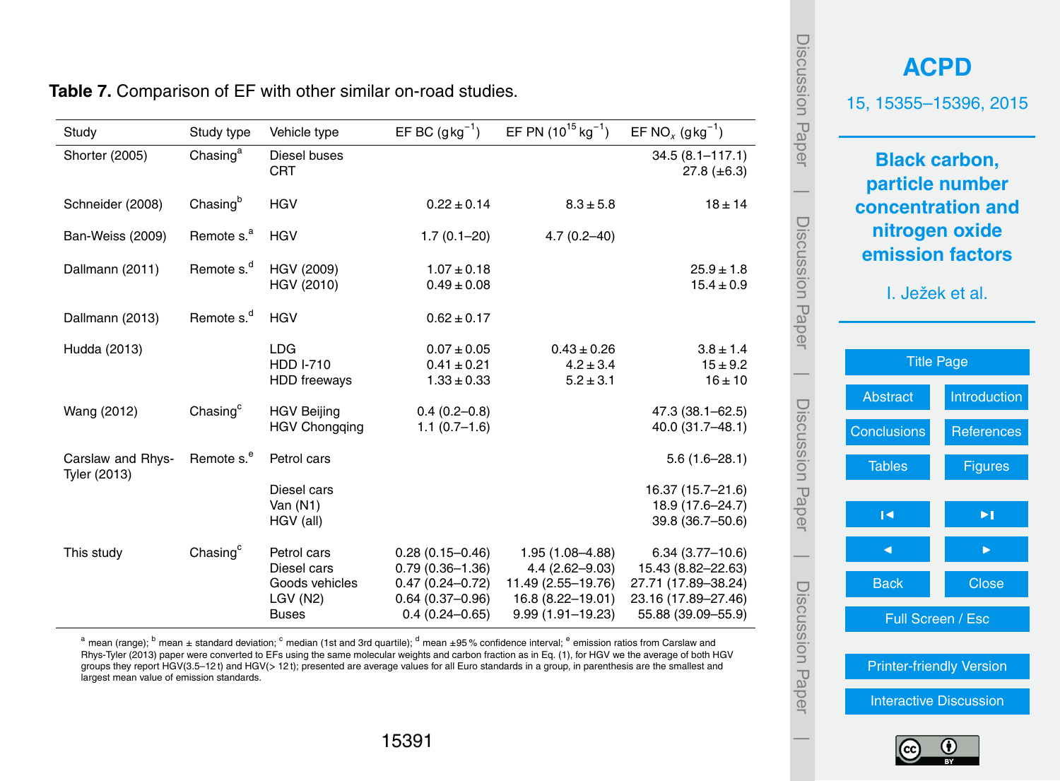**Table 7.** Comparison of EF with other similar on-road studies.

| Study | Study type | Vehicle type | EF BC ($g\,kg^{-1}$) | EF PN ($10^{15}\,kg^{-1}$) | EF $NO_x$ ($g\,kg^{-1}$) |
|---|---|---|---|---|---|
| Shorter (2005) | Chasing[a] | Diesel buses | | | 34.5 (8.1–117.1) |
| | | CRT | | | 27.8 (±6.3) |
| Schneider (2008) | Chasing[b] | HGV | 0.22 ± 0.14 | 8.3 ± 5.8 | 18 ± 14 |
| Ban-Weiss (2009) | Remote s.[a] | HGV | 1.7 (0.1–20) | 4.7 (0.2–40) | |
| Dallmann (2011) | Remote s.[d] | HGV (2009) | 1.07 ± 0.18 | | 25.9 ± 1.8 |
| | | HGV (2010) | 0.49 ± 0.08 | | 15.4 ± 0.9 |
| Dallmann (2013) | Remote s.[d] | HGV | 0.62 ± 0.17 | | |
| Hudda (2013) | | LDG | 0.07 ± 0.05 | 0.43 ± 0.26 | 3.8 ± 1.4 |
| | | HDD I-710 | 0.41 ± 0.21 | 4.2 ± 3.4 | 15 ± 9.2 |
| | | HDD freeways | 1.33 ± 0.33 | 5.2 ± 3.1 | 16 ± 10 |
| Wang (2012) | Chasing[c] | HGV Beijing | 0.4 (0.2–0.8) | | 47.3 (38.1–62.5) |
| | | HGV Chongqing | 1.1 (0.7–1.6) | | 40.0 (31.7–48.1) |
| Carslaw and Rhys-Tyler (2013) | Remote s.[e] | Petrol cars | | | 5.6 (1.6–28.1) |
| | | Diesel cars | | | 16.37 (15.7–21.6) |
| | | Van (N1) | | | 18.9 (17.6–24.7) |
| | | HGV (all) | | | 39.8 (36.7–50.6) |
| This study | Chasing[c] | Petrol cars | 0.28 (0.15–0.46) | 1.95 (1.08–4.88) | 6.34 (3.77–10.6) |
| | | Diesel cars | 0.79 (0.36–1.36) | 4.4 (2.62–9.03) | 15.43 (8.82–22.63) |
| | | Goods vehicles | 0.47 (0.24–0.72) | 11.49 (2.55–19.76) | 27.71 (17.89–38.24) |
| | | LGV (N2) | 0.64 (0.37–0.96) | 16.8 (8.22–19.01) | 23.16 (17.89–27.46) |
| | | Buses | 0.4 (0.24–0.65) | 9.99 (1.91–19.23) | 55.88 (39.09–55.9) |

[a] mean (range); [b] mean ± standard deviation; [c] median (1st and 3rd quartile); [d] mean ±95 % confidence interval; [e] emission ratios from Carslaw and Rhys-Tyler (2013) paper were converted to EFs using the same molecular weights and carbon fraction as in Eq. (1), for HGV we the average of both HGV groups they report HGV(3.5–12 t) and HGV(> 12 t); presented are average values for all Euro standards in a group, in parenthesis are the smallest and largest mean value of emission standards.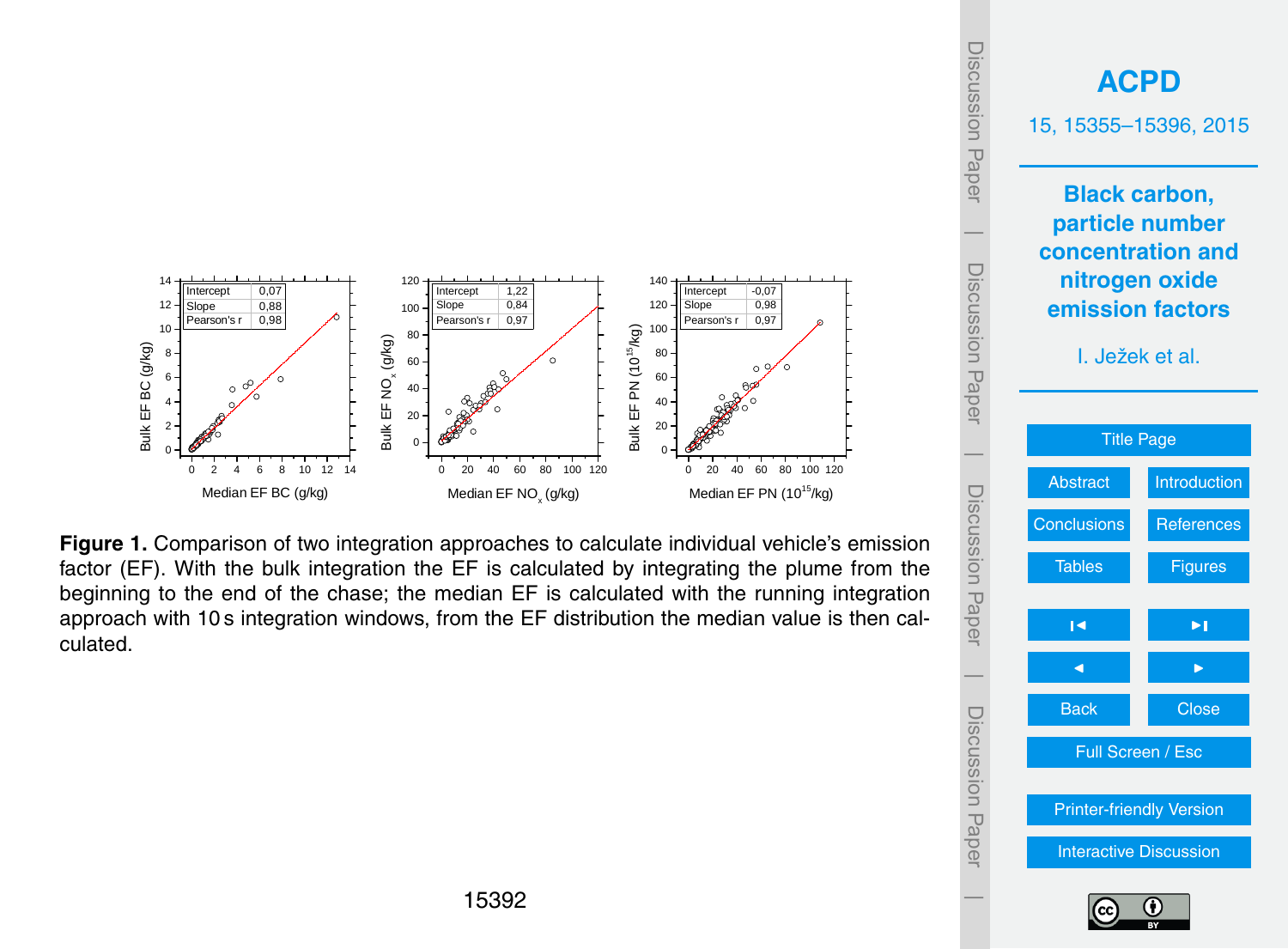**Figure 1.** Comparison of two integration approaches to calculate individual vehicle's emission factor (EF). With the bulk integration the EF is calculated by integrating the plume from the beginning to the end of the chase; the median EF is calculated with the running integration approach with 10 s integration windows, from the EF distribution the median value is then calculated.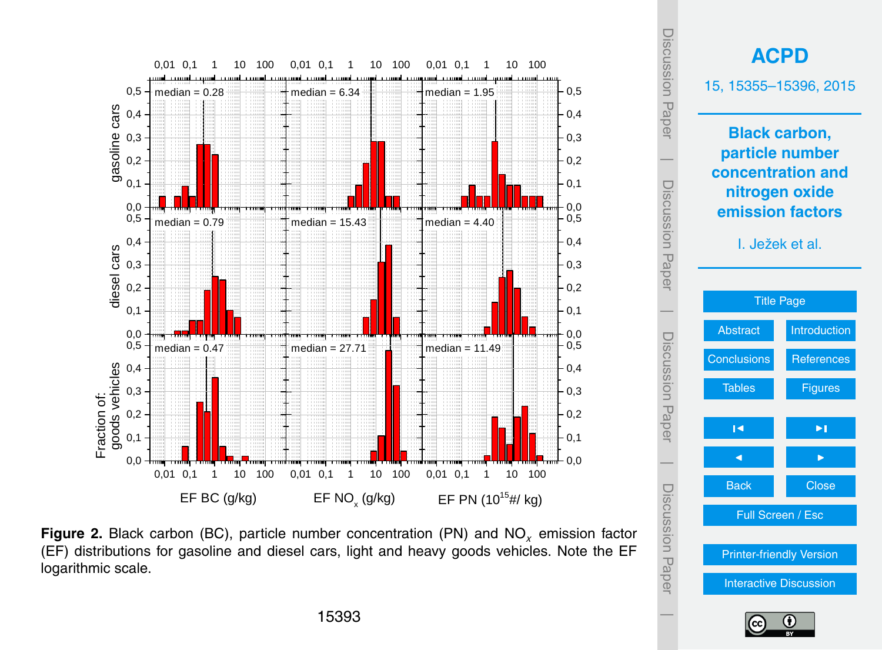**Figure 2.** Black carbon (BC), particle number concentration (PN) and $NO_x$ emission factor (EF) distributions for gasoline and diesel cars, light and heavy goods vehicles. Note the EF logarithmic scale.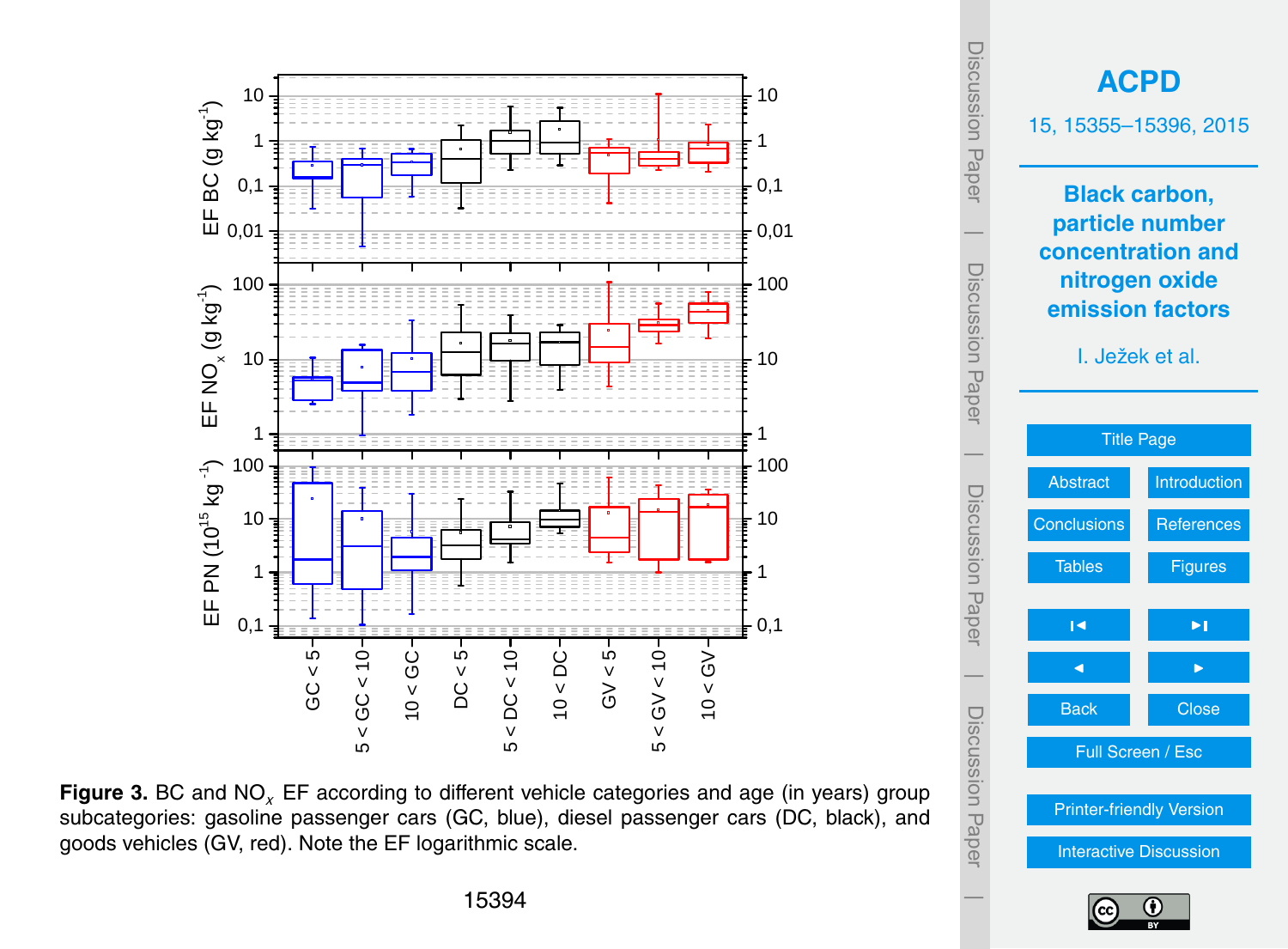**Figure 3.** BC and $NO_x$ EF according to different vehicle categories and age (in years) group subcategories: gasoline passenger cars (GC, blue), diesel passenger cars (DC, black), and goods vehicles (GV, red). Note the EF logarithmic scale.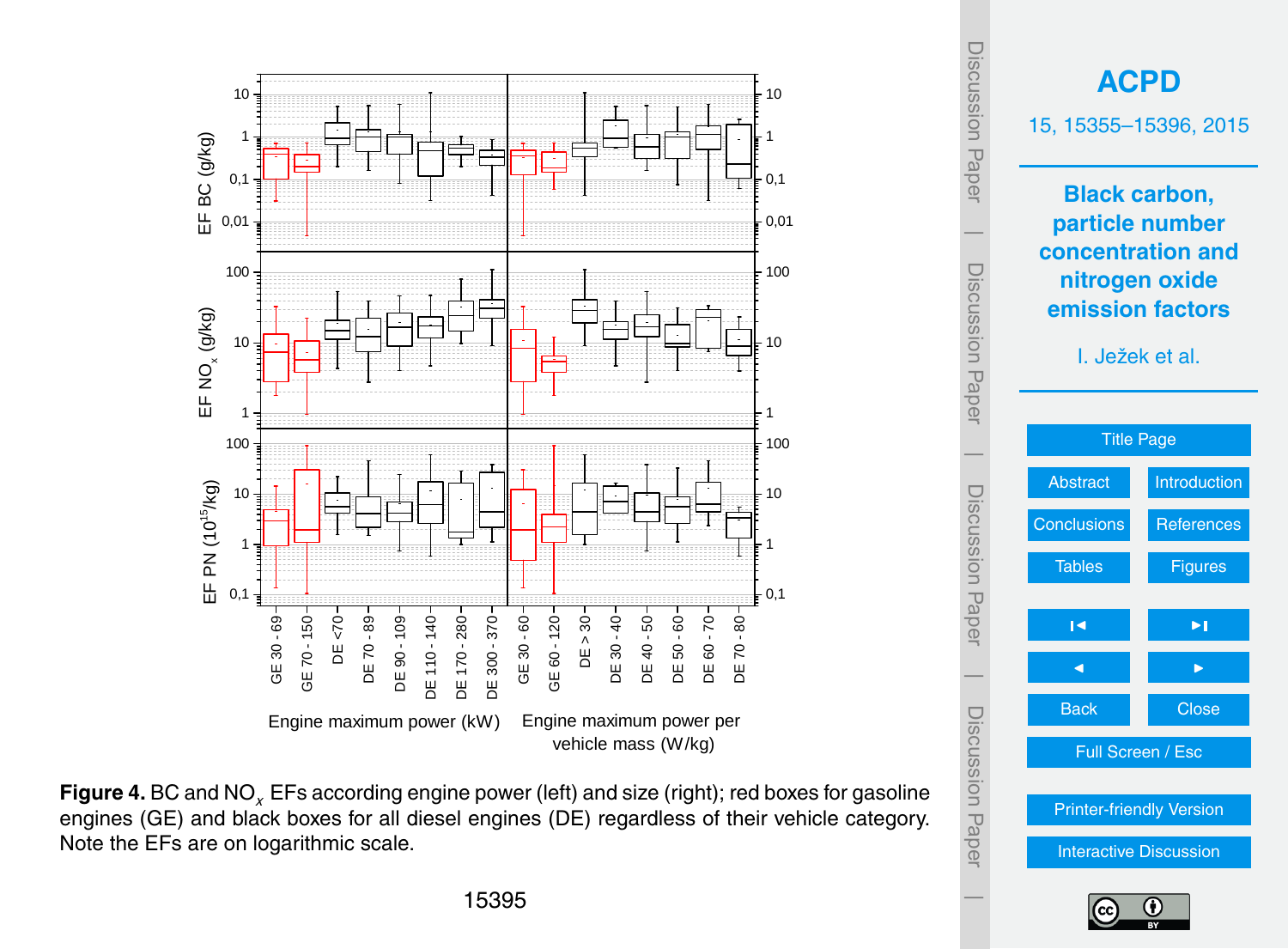**Figure 4.** BC and $NO_x$ EFs according engine power (left) and size (right); red boxes for gasoline engines (GE) and black boxes for all diesel engines (DE) regardless of their vehicle category. Note the EFs are on logarithmic scale.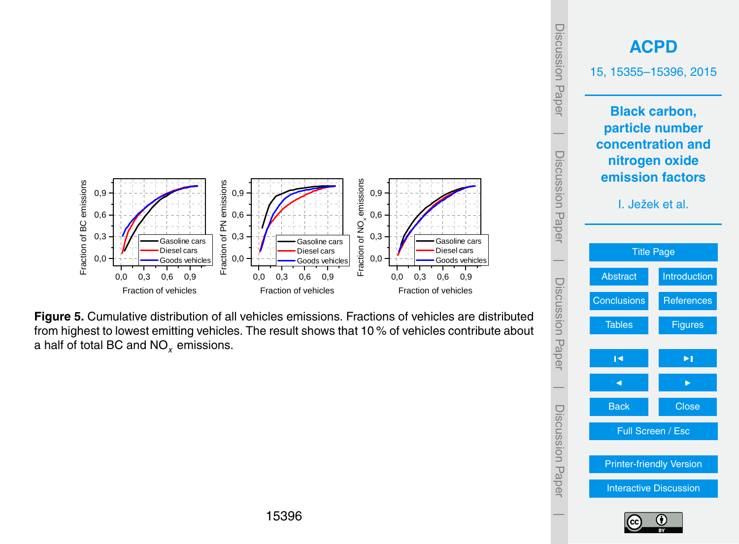Fraction of BC emissions

0,9
0,6
0,3
0,0

0,0 0,3 0,6 0,9

Fraction of vehicles

Gasoline cars
Diesel cars
Goods vehicles

Fraction of PN emissions

0,9
0,6
0,3
0,0

0,0 0,3 0,6 0,9

Fraction of vehicles

Gasoline cars
Diesel cars
Goods vehicles

Fraction of $NO_x$ emissions

0,9
0,6
0,3
0,0

0,0 0,3 0,6 0,9

Fraction of vehicles

Gasoline cars
Diesel cars
Goods vehicles

**Figure 5.** Cumulative distribution of all vehicles emissions. Fractions of vehicles are distributed from highest to lowest emitting vehicles. The result shows that 10 % of vehicles contribute about a half of total BC and $NO_x$ emissions.